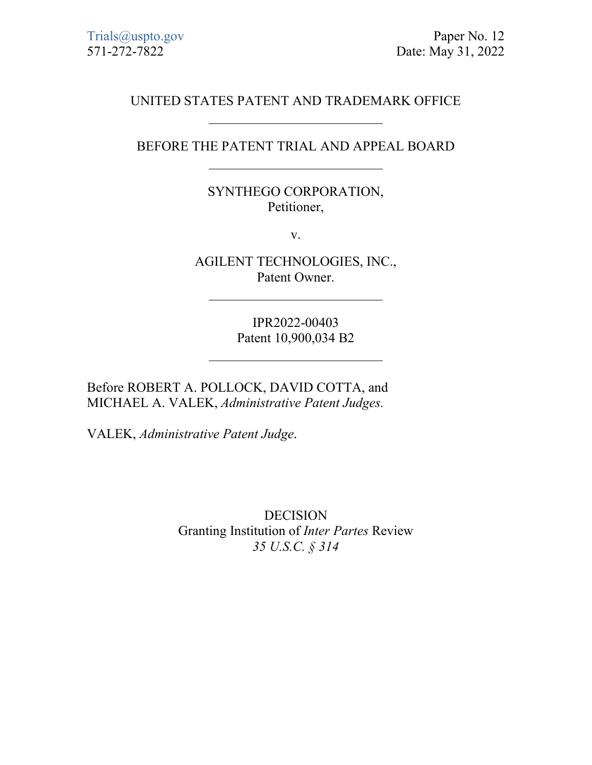Trials@uspto.gov
571-272-7822

Paper No. 12
Date: May 31, 2022

UNITED STATES PATENT AND TRADEMARK OFFICE

---

BEFORE THE PATENT TRIAL AND APPEAL BOARD

---

SYNTHEGO CORPORATION,
Petitioner,

v.

AGILENT TECHNOLOGIES, INC.,
Patent Owner.

---

IPR2022-00403
Patent 10,900,034 B2

---

Before ROBERT A. POLLOCK, DAVID COTTA, and MICHAEL A. VALEK, *Administrative Patent Judges.*

VALEK, *Administrative Patent Judge*.

DECISION
Granting Institution of *Inter Partes* Review
*35 U.S.C. § 314*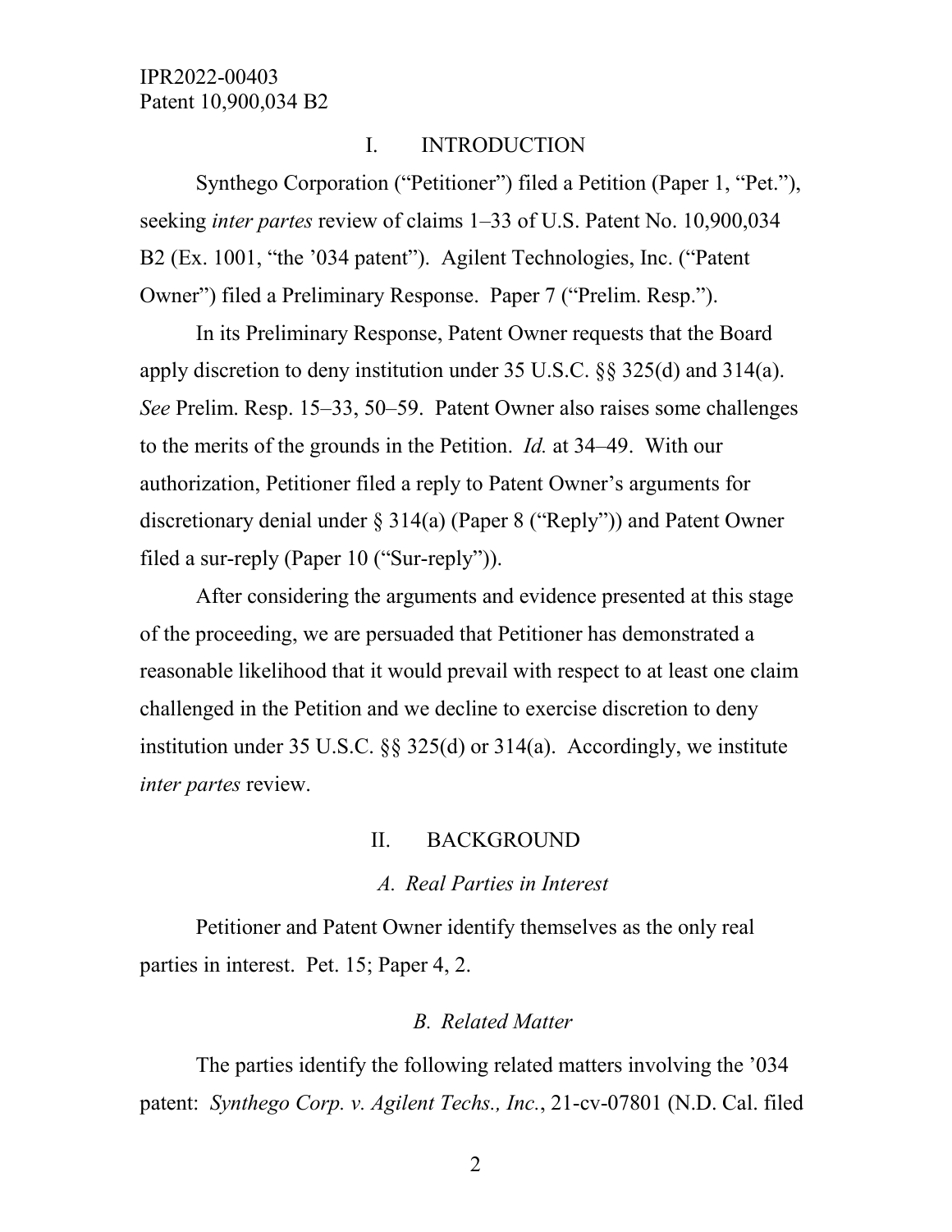## I. INTRODUCTION

Synthego Corporation ("Petitioner") filed a Petition (Paper 1, "Pet."), seeking *inter partes* review of claims 1–33 of U.S. Patent No. 10,900,034 B2 (Ex. 1001, "the '034 patent"). Agilent Technologies, Inc. ("Patent Owner") filed a Preliminary Response. Paper 7 ("Prelim. Resp.").

In its Preliminary Response, Patent Owner requests that the Board apply discretion to deny institution under 35 U.S.C. §§ 325(d) and 314(a). *See* Prelim. Resp. 15–33, 50–59. Patent Owner also raises some challenges to the merits of the grounds in the Petition. *Id.* at 34–49. With our authorization, Petitioner filed a reply to Patent Owner's arguments for discretionary denial under § 314(a) (Paper 8 ("Reply")) and Patent Owner filed a sur-reply (Paper 10 ("Sur-reply")).

After considering the arguments and evidence presented at this stage of the proceeding, we are persuaded that Petitioner has demonstrated a reasonable likelihood that it would prevail with respect to at least one claim challenged in the Petition and we decline to exercise discretion to deny institution under 35 U.S.C. §§ 325(d) or 314(a). Accordingly, we institute *inter partes* review.

## II. BACKGROUND

### *A. Real Parties in Interest*

Petitioner and Patent Owner identify themselves as the only real parties in interest. Pet. 15; Paper 4, 2.

### *B. Related Matter*

The parties identify the following related matters involving the '034 patent: *Synthego Corp. v. Agilent Techs., Inc.*, 21-cv-07801 (N.D. Cal. filed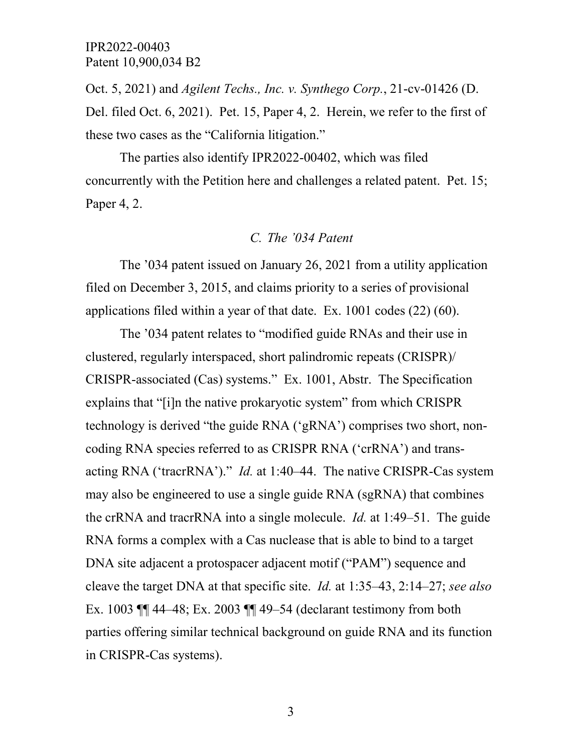Oct. 5, 2021) and *Agilent Techs., Inc. v. Synthego Corp.*, 21-cv-01426 (D. Del. filed Oct. 6, 2021). Pet. 15, Paper 4, 2. Herein, we refer to the first of these two cases as the "California litigation."

The parties also identify IPR2022-00402, which was filed concurrently with the Petition here and challenges a related patent. Pet. 15; Paper 4, 2.

### *C. The '034 Patent*

The '034 patent issued on January 26, 2021 from a utility application filed on December 3, 2015, and claims priority to a series of provisional applications filed within a year of that date. Ex. 1001 codes (22) (60).

The '034 patent relates to "modified guide RNAs and their use in clustered, regularly interspaced, short palindromic repeats (CRISPR)/ CRISPR-associated (Cas) systems." Ex. 1001, Abstr. The Specification explains that "[i]n the native prokaryotic system" from which CRISPR technology is derived "the guide RNA ('gRNA') comprises two short, non-coding RNA species referred to as CRISPR RNA ('crRNA') and trans-acting RNA ('tracrRNA')." *Id.* at 1:40–44. The native CRISPR-Cas system may also be engineered to use a single guide RNA (sgRNA) that combines the crRNA and tracrRNA into a single molecule. *Id.* at 1:49–51. The guide RNA forms a complex with a Cas nuclease that is able to bind to a target DNA site adjacent a protospacer adjacent motif ("PAM") sequence and cleave the target DNA at that specific site. *Id.* at 1:35–43, 2:14–27; *see also* Ex. 1003 ¶¶ 44–48; Ex. 2003 ¶¶ 49–54 (declarant testimony from both parties offering similar technical background on guide RNA and its function in CRISPR-Cas systems).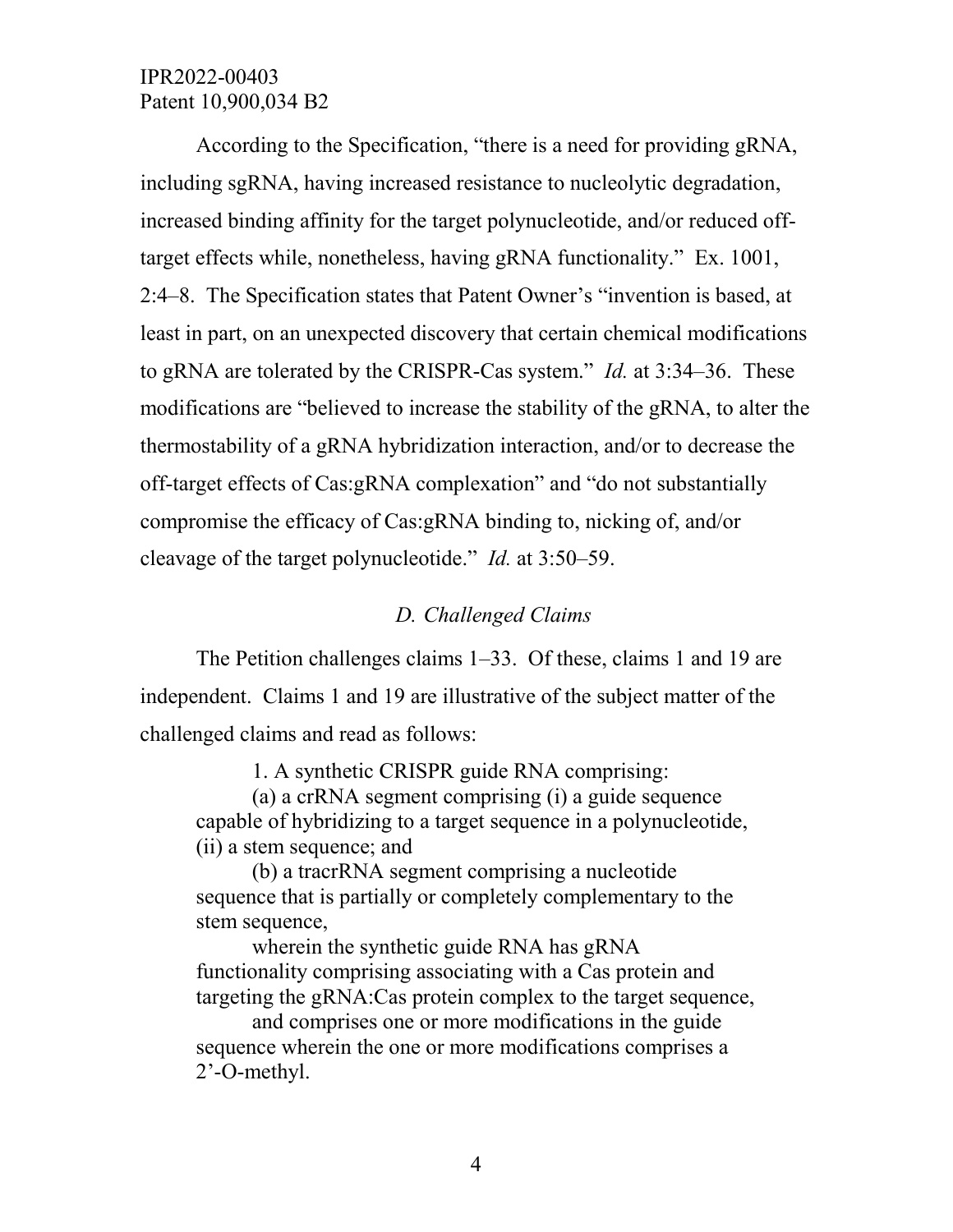According to the Specification, "there is a need for providing gRNA, including sgRNA, having increased resistance to nucleolytic degradation, increased binding affinity for the target polynucleotide, and/or reduced off-target effects while, nonetheless, having gRNA functionality." Ex. 1001, 2:4–8. The Specification states that Patent Owner's "invention is based, at least in part, on an unexpected discovery that certain chemical modifications to gRNA are tolerated by the CRISPR-Cas system." *Id.* at 3:34–36. These modifications are "believed to increase the stability of the gRNA, to alter the thermostability of a gRNA hybridization interaction, and/or to decrease the off-target effects of Cas:gRNA complexation" and "do not substantially compromise the efficacy of Cas:gRNA binding to, nicking of, and/or cleavage of the target polynucleotide." *Id.* at 3:50–59.

### *D. Challenged Claims*

The Petition challenges claims 1–33. Of these, claims 1 and 19 are independent. Claims 1 and 19 are illustrative of the subject matter of the challenged claims and read as follows:

> 1. A synthetic CRISPR guide RNA comprising:
>
> (a) a crRNA segment comprising (i) a guide sequence capable of hybridizing to a target sequence in a polynucleotide, (ii) a stem sequence; and
>
> (b) a tracrRNA segment comprising a nucleotide sequence that is partially or completely complementary to the stem sequence,
>
> wherein the synthetic guide RNA has gRNA functionality comprising associating with a Cas protein and targeting the gRNA:Cas protein complex to the target sequence,
>
> and comprises one or more modifications in the guide sequence wherein the one or more modifications comprises a 2'-O-methyl.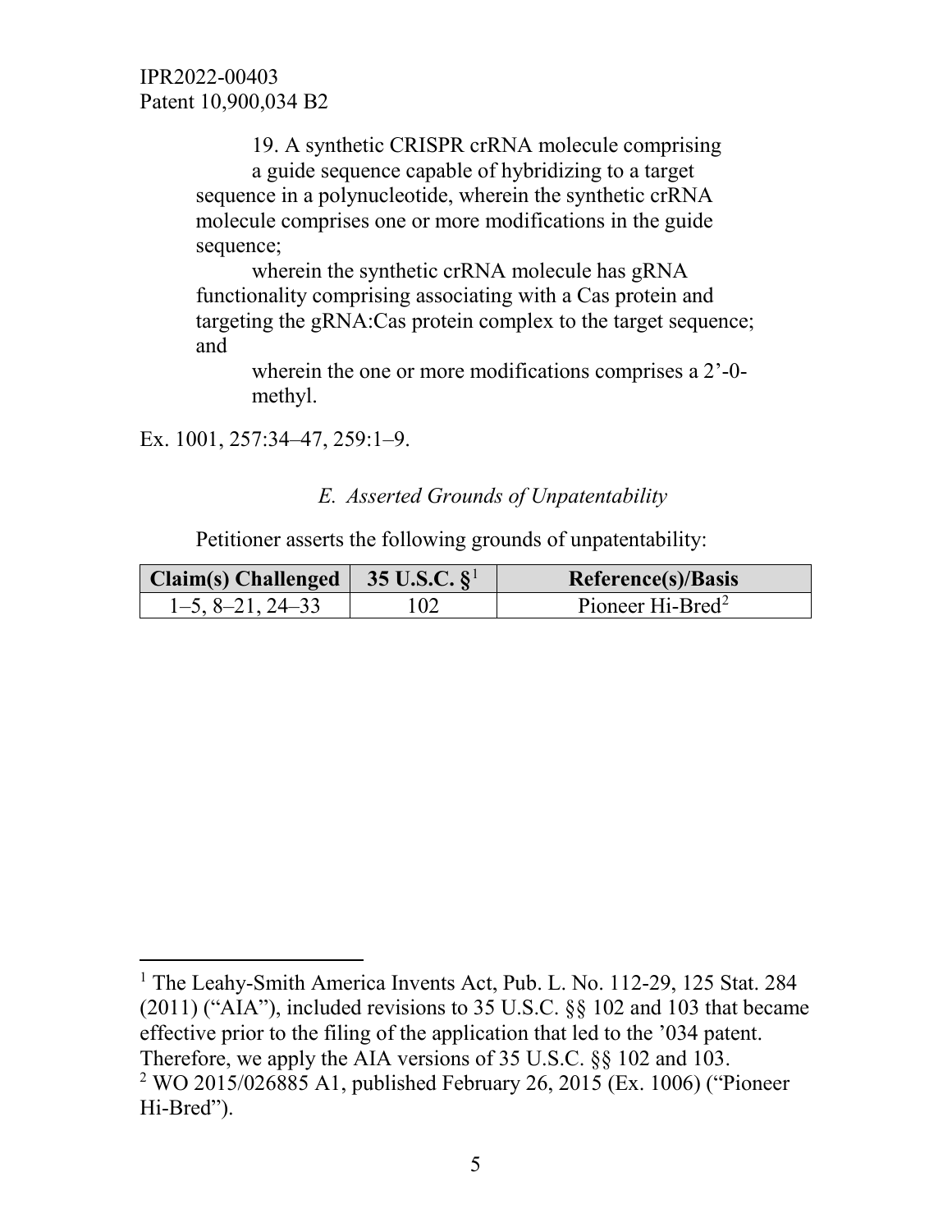19. A synthetic CRISPR crRNA molecule comprising

a guide sequence capable of hybridizing to a target sequence in a polynucleotide, wherein the synthetic crRNA molecule comprises one or more modifications in the guide sequence;

wherein the synthetic crRNA molecule has gRNA functionality comprising associating with a Cas protein and targeting the gRNA:Cas protein complex to the target sequence; and

wherein the one or more modifications comprises a 2'-0-methyl.

Ex. 1001, 257:34–47, 259:1–9.

### *E. Asserted Grounds of Unpatentability*

Petitioner asserts the following grounds of unpatentability:

| Claim(s) Challenged | 35 U.S.C. §[1] | Reference(s)/Basis |
|---|---|---|
| 1–5, 8–21, 24–33 | 102 | Pioneer Hi-Bred[2] |

---

[1] The Leahy-Smith America Invents Act, Pub. L. No. 112-29, 125 Stat. 284 (2011) ("AIA"), included revisions to 35 U.S.C. §§ 102 and 103 that became effective prior to the filing of the application that led to the '034 patent. Therefore, we apply the AIA versions of 35 U.S.C. §§ 102 and 103.

[2] WO 2015/026885 A1, published February 26, 2015 (Ex. 1006) ("Pioneer Hi-Bred").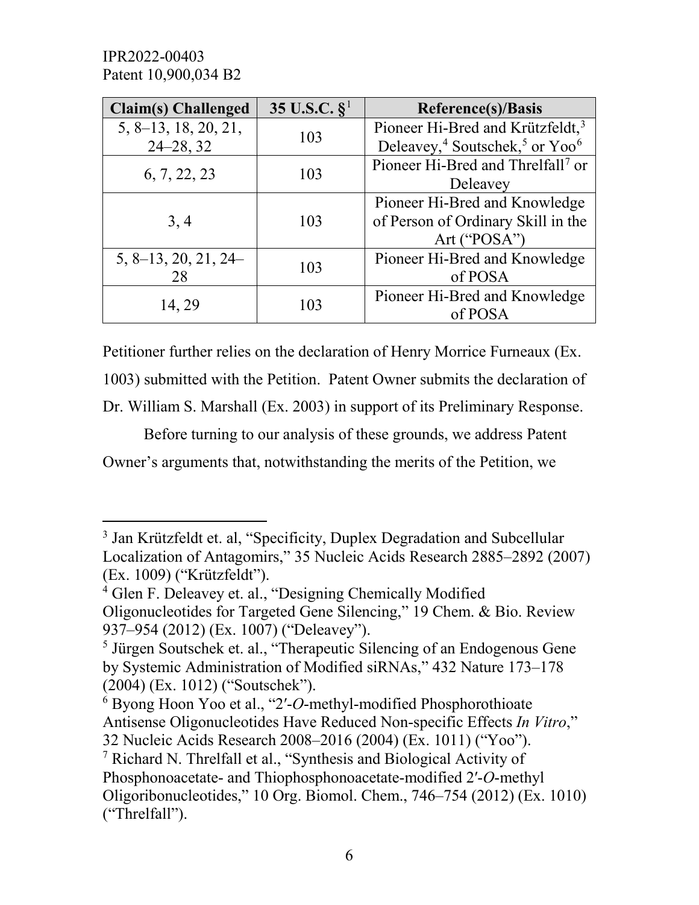| Claim(s) Challenged | 35 U.S.C. §[1] | Reference(s)/Basis |
|---|---|---|
| 5, 8–13, 18, 20, 21, 24–28, 32 | 103 | Pioneer Hi-Bred and Krützfeldt,[3] Deleavey,[4] Soutschek,[5] or Yoo[6] |
| 6, 7, 22, 23 | 103 | Pioneer Hi-Bred and Threlfall[7] or Deleavey |
| 3, 4 | 103 | Pioneer Hi-Bred and Knowledge of Person of Ordinary Skill in the Art ("POSA") |
| 5, 8–13, 20, 21, 24–28 | 103 | Pioneer Hi-Bred and Knowledge of POSA |
| 14, 29 | 103 | Pioneer Hi-Bred and Knowledge of POSA |

Petitioner further relies on the declaration of Henry Morrice Furneaux (Ex. 1003) submitted with the Petition. Patent Owner submits the declaration of Dr. William S. Marshall (Ex. 2003) in support of its Preliminary Response.

Before turning to our analysis of these grounds, we address Patent Owner's arguments that, notwithstanding the merits of the Petition, we

---

[3] Jan Krützfeldt et. al, "Specificity, Duplex Degradation and Subcellular Localization of Antagomirs," 35 Nucleic Acids Research 2885–2892 (2007) (Ex. 1009) ("Krützfeldt").

[4] Glen F. Deleavey et. al., "Designing Chemically Modified Oligonucleotides for Targeted Gene Silencing," 19 Chem. & Bio. Review 937–954 (2012) (Ex. 1007) ("Deleavey").

[5] Jürgen Soutschek et. al., "Therapeutic Silencing of an Endogenous Gene by Systemic Administration of Modified siRNAs," 432 Nature 173–178 (2004) (Ex. 1012) ("Soutschek").

[6] Byong Hoon Yoo et al., "2′-*O*-methyl-modified Phosphorothioate Antisense Oligonucleotides Have Reduced Non-specific Effects *In Vitro*," 32 Nucleic Acids Research 2008–2016 (2004) (Ex. 1011) ("Yoo").

[7] Richard N. Threlfall et al., "Synthesis and Biological Activity of Phosphonoacetate- and Thiophosphonoacetate-modified 2′-*O*-methyl Oligoribonucleotides," 10 Org. Biomol. Chem., 746–754 (2012) (Ex. 1010) ("Threlfall").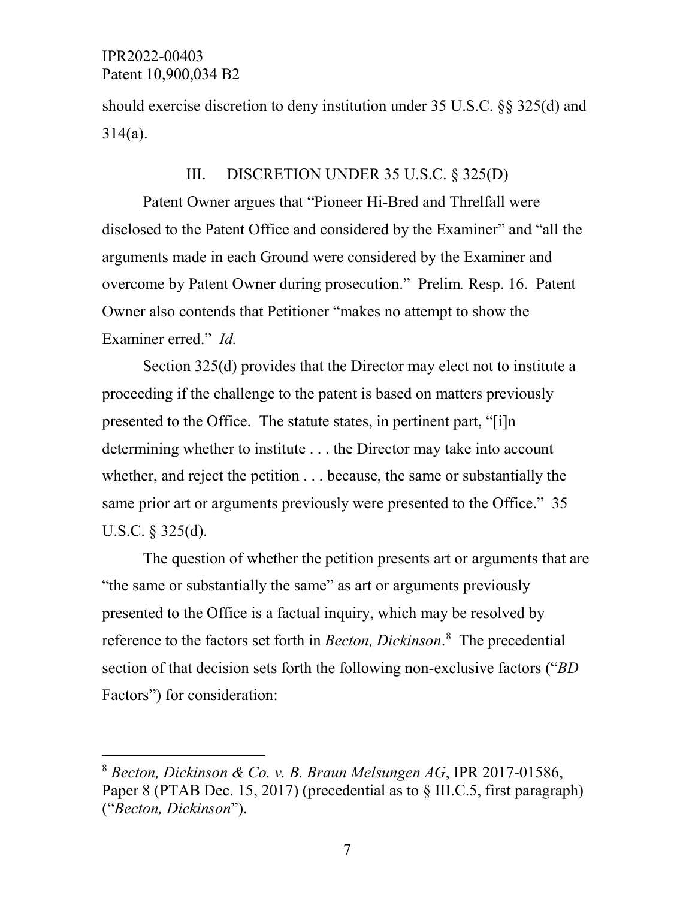should exercise discretion to deny institution under 35 U.S.C. §§ 325(d) and 314(a).

## III. DISCRETION UNDER 35 U.S.C. § 325(D)

Patent Owner argues that "Pioneer Hi-Bred and Threlfall were disclosed to the Patent Office and considered by the Examiner" and "all the arguments made in each Ground were considered by the Examiner and overcome by Patent Owner during prosecution." Prelim. Resp. 16. Patent Owner also contends that Petitioner "makes no attempt to show the Examiner erred." *Id.*

Section 325(d) provides that the Director may elect not to institute a proceeding if the challenge to the patent is based on matters previously presented to the Office. The statute states, in pertinent part, "[i]n determining whether to institute . . . the Director may take into account whether, and reject the petition . . . because, the same or substantially the same prior art or arguments previously were presented to the Office." 35 U.S.C. § 325(d).

The question of whether the petition presents art or arguments that are "the same or substantially the same" as art or arguments previously presented to the Office is a factual inquiry, which may be resolved by reference to the factors set forth in *Becton, Dickinson*.[8] The precedential section of that decision sets forth the following non-exclusive factors ("*BD* Factors") for consideration:

---

[8] *Becton, Dickinson & Co. v. B. Braun Melsungen AG*, IPR 2017-01586, Paper 8 (PTAB Dec. 15, 2017) (precedential as to § III.C.5, first paragraph) ("*Becton, Dickinson*").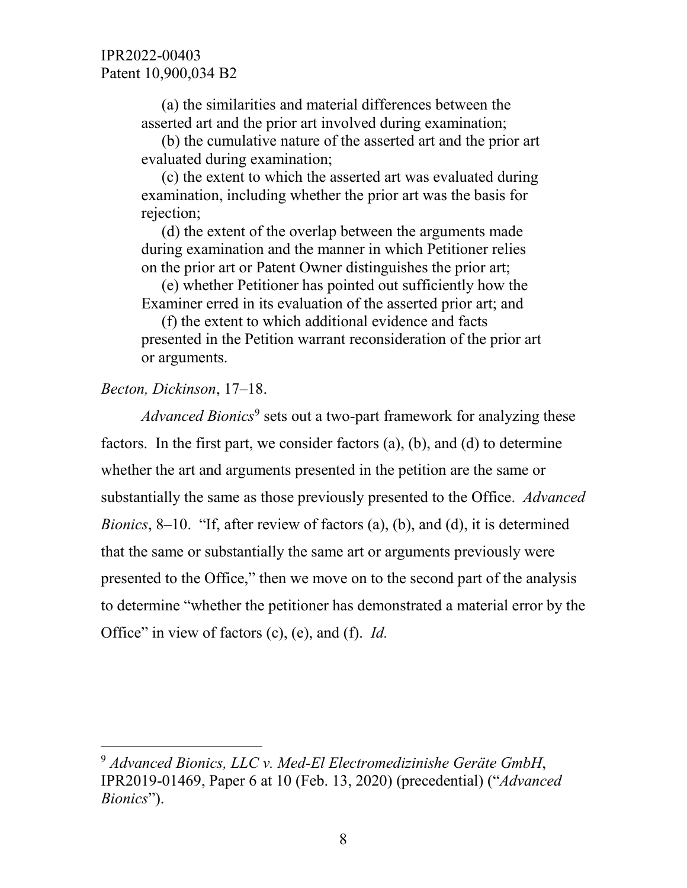(a) the similarities and material differences between the asserted art and the prior art involved during examination;

(b) the cumulative nature of the asserted art and the prior art evaluated during examination;

(c) the extent to which the asserted art was evaluated during examination, including whether the prior art was the basis for rejection;

(d) the extent of the overlap between the arguments made during examination and the manner in which Petitioner relies on the prior art or Patent Owner distinguishes the prior art;

(e) whether Petitioner has pointed out sufficiently how the Examiner erred in its evaluation of the asserted prior art; and

(f) the extent to which additional evidence and facts presented in the Petition warrant reconsideration of the prior art or arguments.

*Becton, Dickinson*, 17–18.

*Advanced Bionics*[9] sets out a two-part framework for analyzing these factors. In the first part, we consider factors (a), (b), and (d) to determine whether the art and arguments presented in the petition are the same or substantially the same as those previously presented to the Office. *Advanced Bionics*, 8–10. "If, after review of factors (a), (b), and (d), it is determined that the same or substantially the same art or arguments previously were presented to the Office," then we move on to the second part of the analysis to determine "whether the petitioner has demonstrated a material error by the Office" in view of factors (c), (e), and (f). *Id.*

---

[9] *Advanced Bionics, LLC v. Med-El Electromedizinishe Geräte GmbH*, IPR2019-01469, Paper 6 at 10 (Feb. 13, 2020) (precedential) ("*Advanced Bionics*").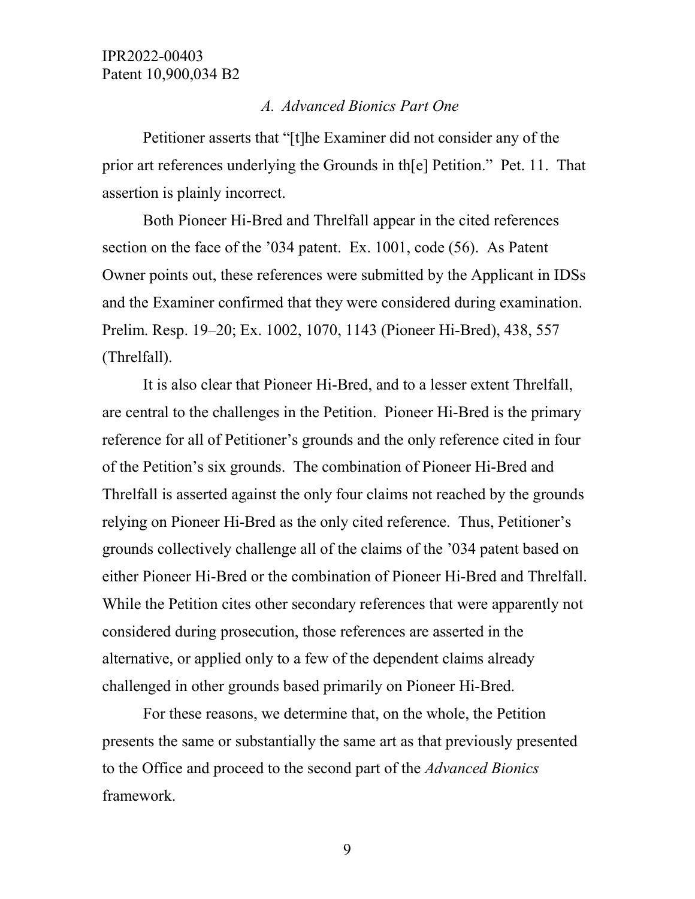### *A. Advanced Bionics Part One*

Petitioner asserts that "[t]he Examiner did not consider any of the prior art references underlying the Grounds in th[e] Petition." Pet. 11. That assertion is plainly incorrect.

Both Pioneer Hi-Bred and Threlfall appear in the cited references section on the face of the '034 patent. Ex. 1001, code (56). As Patent Owner points out, these references were submitted by the Applicant in IDSs and the Examiner confirmed that they were considered during examination. Prelim. Resp. 19–20; Ex. 1002, 1070, 1143 (Pioneer Hi-Bred), 438, 557 (Threlfall).

It is also clear that Pioneer Hi-Bred, and to a lesser extent Threlfall, are central to the challenges in the Petition. Pioneer Hi-Bred is the primary reference for all of Petitioner's grounds and the only reference cited in four of the Petition's six grounds. The combination of Pioneer Hi-Bred and Threlfall is asserted against the only four claims not reached by the grounds relying on Pioneer Hi-Bred as the only cited reference. Thus, Petitioner's grounds collectively challenge all of the claims of the '034 patent based on either Pioneer Hi-Bred or the combination of Pioneer Hi-Bred and Threlfall. While the Petition cites other secondary references that were apparently not considered during prosecution, those references are asserted in the alternative, or applied only to a few of the dependent claims already challenged in other grounds based primarily on Pioneer Hi-Bred.

For these reasons, we determine that, on the whole, the Petition presents the same or substantially the same art as that previously presented to the Office and proceed to the second part of the *Advanced Bionics* framework.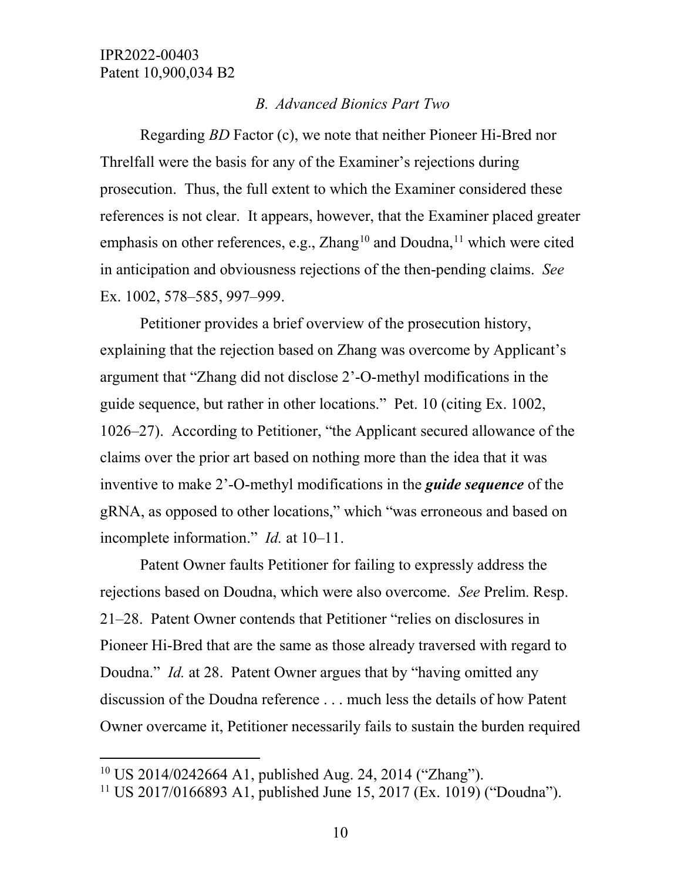### *B. Advanced Bionics Part Two*

Regarding *BD* Factor (c), we note that neither Pioneer Hi-Bred nor Threlfall were the basis for any of the Examiner's rejections during prosecution. Thus, the full extent to which the Examiner considered these references is not clear. It appears, however, that the Examiner placed greater emphasis on other references, e.g., Zhang[10] and Doudna,[11] which were cited in anticipation and obviousness rejections of the then-pending claims. *See* Ex. 1002, 578–585, 997–999.

Petitioner provides a brief overview of the prosecution history, explaining that the rejection based on Zhang was overcome by Applicant's argument that "Zhang did not disclose 2'-O-methyl modifications in the guide sequence, but rather in other locations." Pet. 10 (citing Ex. 1002, 1026–27). According to Petitioner, "the Applicant secured allowance of the claims over the prior art based on nothing more than the idea that it was inventive to make 2'-O-methyl modifications in the ***guide sequence*** of the gRNA, as opposed to other locations," which "was erroneous and based on incomplete information." *Id.* at 10–11.

Patent Owner faults Petitioner for failing to expressly address the rejections based on Doudna, which were also overcome. *See* Prelim. Resp. 21–28. Patent Owner contends that Petitioner "relies on disclosures in Pioneer Hi-Bred that are the same as those already traversed with regard to Doudna." *Id.* at 28. Patent Owner argues that by "having omitted any discussion of the Doudna reference . . . much less the details of how Patent Owner overcame it, Petitioner necessarily fails to sustain the burden required

---

[10] US 2014/0242664 A1, published Aug. 24, 2014 ("Zhang").

[11] US 2017/0166893 A1, published June 15, 2017 (Ex. 1019) ("Doudna").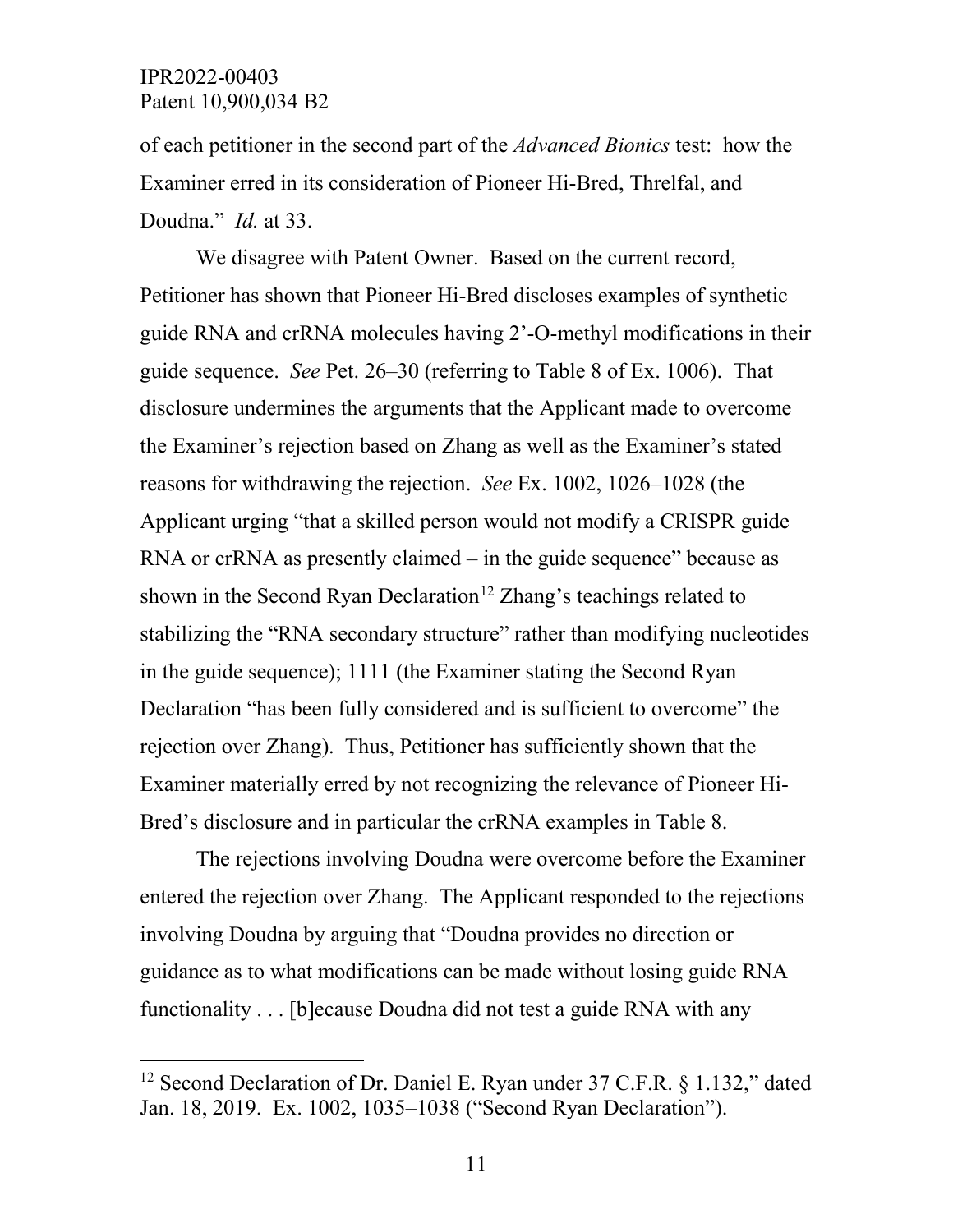of each petitioner in the second part of the *Advanced Bionics* test: how the Examiner erred in its consideration of Pioneer Hi-Bred, Threlfal, and Doudna." *Id.* at 33.

We disagree with Patent Owner. Based on the current record, Petitioner has shown that Pioneer Hi-Bred discloses examples of synthetic guide RNA and crRNA molecules having 2'-O-methyl modifications in their guide sequence. *See* Pet. 26–30 (referring to Table 8 of Ex. 1006). That disclosure undermines the arguments that the Applicant made to overcome the Examiner's rejection based on Zhang as well as the Examiner's stated reasons for withdrawing the rejection. *See* Ex. 1002, 1026–1028 (the Applicant urging "that a skilled person would not modify a CRISPR guide RNA or crRNA as presently claimed – in the guide sequence" because as shown in the Second Ryan Declaration[12] Zhang's teachings related to stabilizing the "RNA secondary structure" rather than modifying nucleotides in the guide sequence); 1111 (the Examiner stating the Second Ryan Declaration "has been fully considered and is sufficient to overcome" the rejection over Zhang). Thus, Petitioner has sufficiently shown that the Examiner materially erred by not recognizing the relevance of Pioneer Hi-Bred's disclosure and in particular the crRNA examples in Table 8.

The rejections involving Doudna were overcome before the Examiner entered the rejection over Zhang. The Applicant responded to the rejections involving Doudna by arguing that "Doudna provides no direction or guidance as to what modifications can be made without losing guide RNA functionality . . . [b]ecause Doudna did not test a guide RNA with any

---

[12] Second Declaration of Dr. Daniel E. Ryan under 37 C.F.R. § 1.132," dated Jan. 18, 2019. Ex. 1002, 1035–1038 ("Second Ryan Declaration").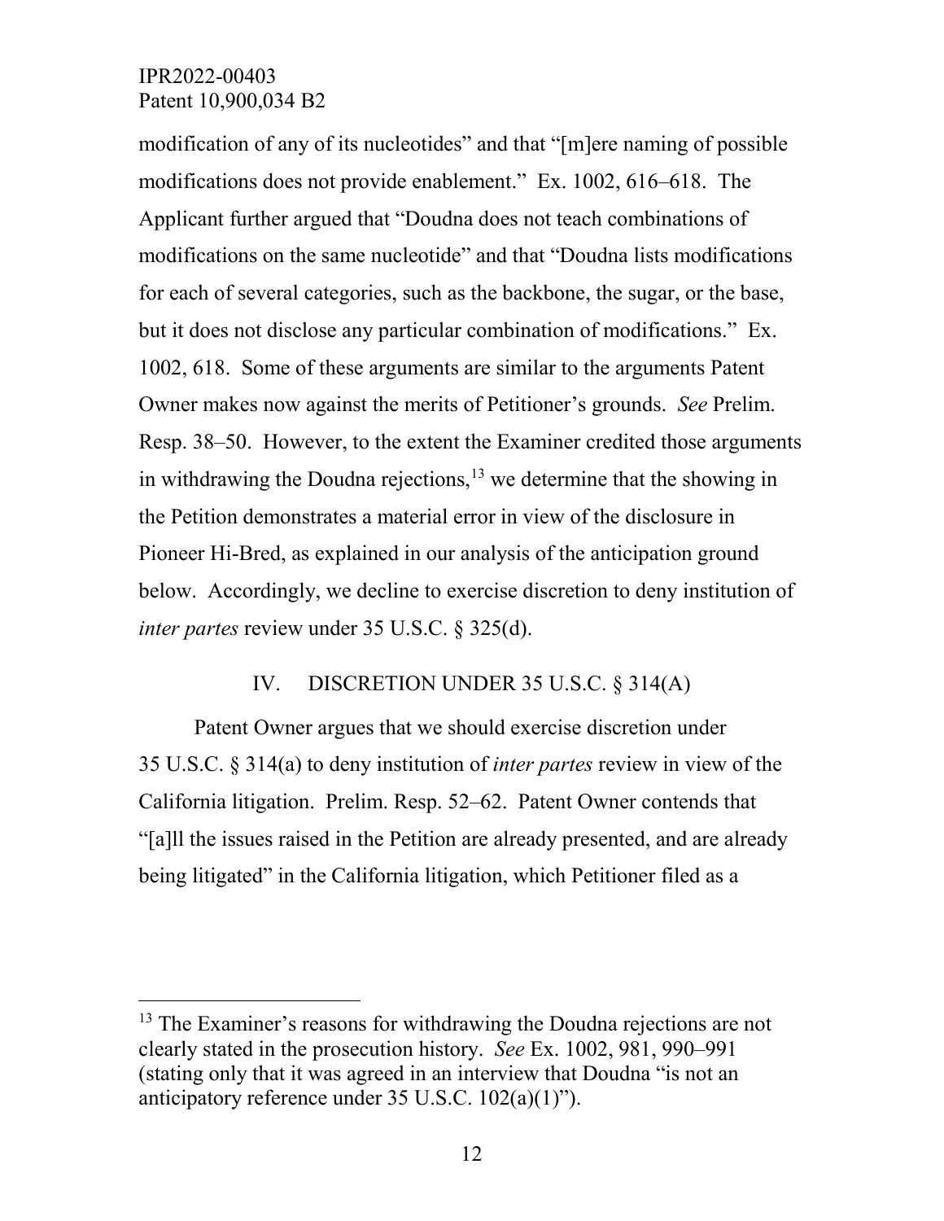modification of any of its nucleotides" and that "[m]ere naming of possible modifications does not provide enablement." Ex. 1002, 616–618. The Applicant further argued that "Doudna does not teach combinations of modifications on the same nucleotide" and that "Doudna lists modifications for each of several categories, such as the backbone, the sugar, or the base, but it does not disclose any particular combination of modifications." Ex. 1002, 618. Some of these arguments are similar to the arguments Patent Owner makes now against the merits of Petitioner's grounds. *See* Prelim. Resp. 38–50. However, to the extent the Examiner credited those arguments in withdrawing the Doudna rejections,[13] we determine that the showing in the Petition demonstrates a material error in view of the disclosure in Pioneer Hi-Bred, as explained in our analysis of the anticipation ground below. Accordingly, we decline to exercise discretion to deny institution of *inter partes* review under 35 U.S.C. § 325(d).

## IV. DISCRETION UNDER 35 U.S.C. § 314(A)

Patent Owner argues that we should exercise discretion under 35 U.S.C. § 314(a) to deny institution of *inter partes* review in view of the California litigation. Prelim. Resp. 52–62. Patent Owner contends that "[a]ll the issues raised in the Petition are already presented, and are already being litigated" in the California litigation, which Petitioner filed as a

---

[13] The Examiner's reasons for withdrawing the Doudna rejections are not clearly stated in the prosecution history. *See* Ex. 1002, 981, 990–991 (stating only that it was agreed in an interview that Doudna "is not an anticipatory reference under 35 U.S.C. 102(a)(1)").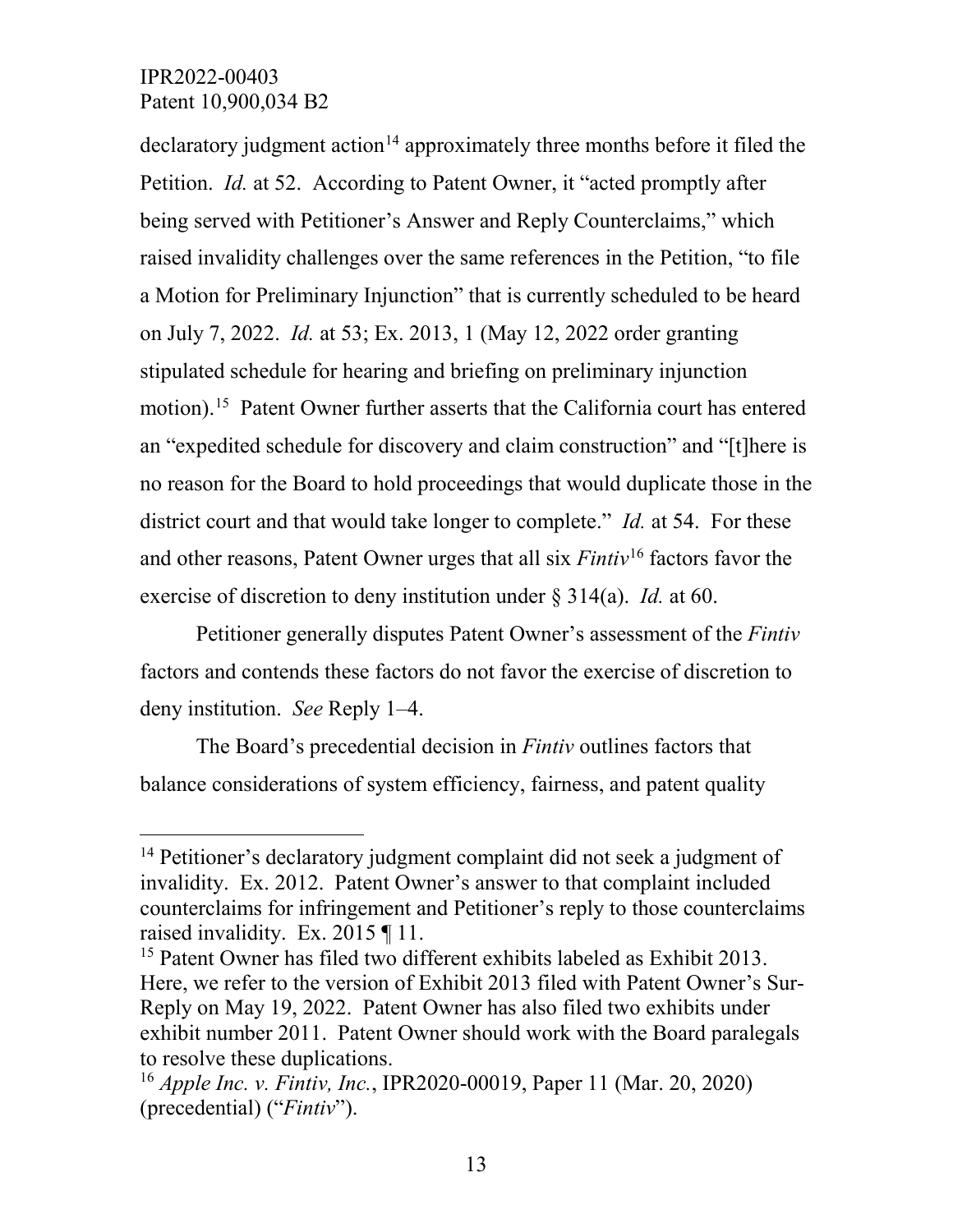declaratory judgment action[14] approximately three months before it filed the Petition. *Id.* at 52. According to Patent Owner, it "acted promptly after being served with Petitioner's Answer and Reply Counterclaims," which raised invalidity challenges over the same references in the Petition, "to file a Motion for Preliminary Injunction" that is currently scheduled to be heard on July 7, 2022. *Id.* at 53; Ex. 2013, 1 (May 12, 2022 order granting stipulated schedule for hearing and briefing on preliminary injunction motion).[15] Patent Owner further asserts that the California court has entered an "expedited schedule for discovery and claim construction" and "[t]here is no reason for the Board to hold proceedings that would duplicate those in the district court and that would take longer to complete." *Id.* at 54. For these and other reasons, Patent Owner urges that all six *Fintiv*[16] factors favor the exercise of discretion to deny institution under § 314(a). *Id.* at 60.

Petitioner generally disputes Patent Owner's assessment of the *Fintiv* factors and contends these factors do not favor the exercise of discretion to deny institution. *See* Reply 1–4.

The Board's precedential decision in *Fintiv* outlines factors that balance considerations of system efficiency, fairness, and patent quality

---

[14] Petitioner's declaratory judgment complaint did not seek a judgment of invalidity. Ex. 2012. Patent Owner's answer to that complaint included counterclaims for infringement and Petitioner's reply to those counterclaims raised invalidity. Ex. 2015 ¶ 11.

[15] Patent Owner has filed two different exhibits labeled as Exhibit 2013. Here, we refer to the version of Exhibit 2013 filed with Patent Owner's Sur-Reply on May 19, 2022. Patent Owner has also filed two exhibits under exhibit number 2011. Patent Owner should work with the Board paralegals to resolve these duplications.

[16] *Apple Inc. v. Fintiv, Inc.*, IPR2020-00019, Paper 11 (Mar. 20, 2020) (precedential) ("*Fintiv*").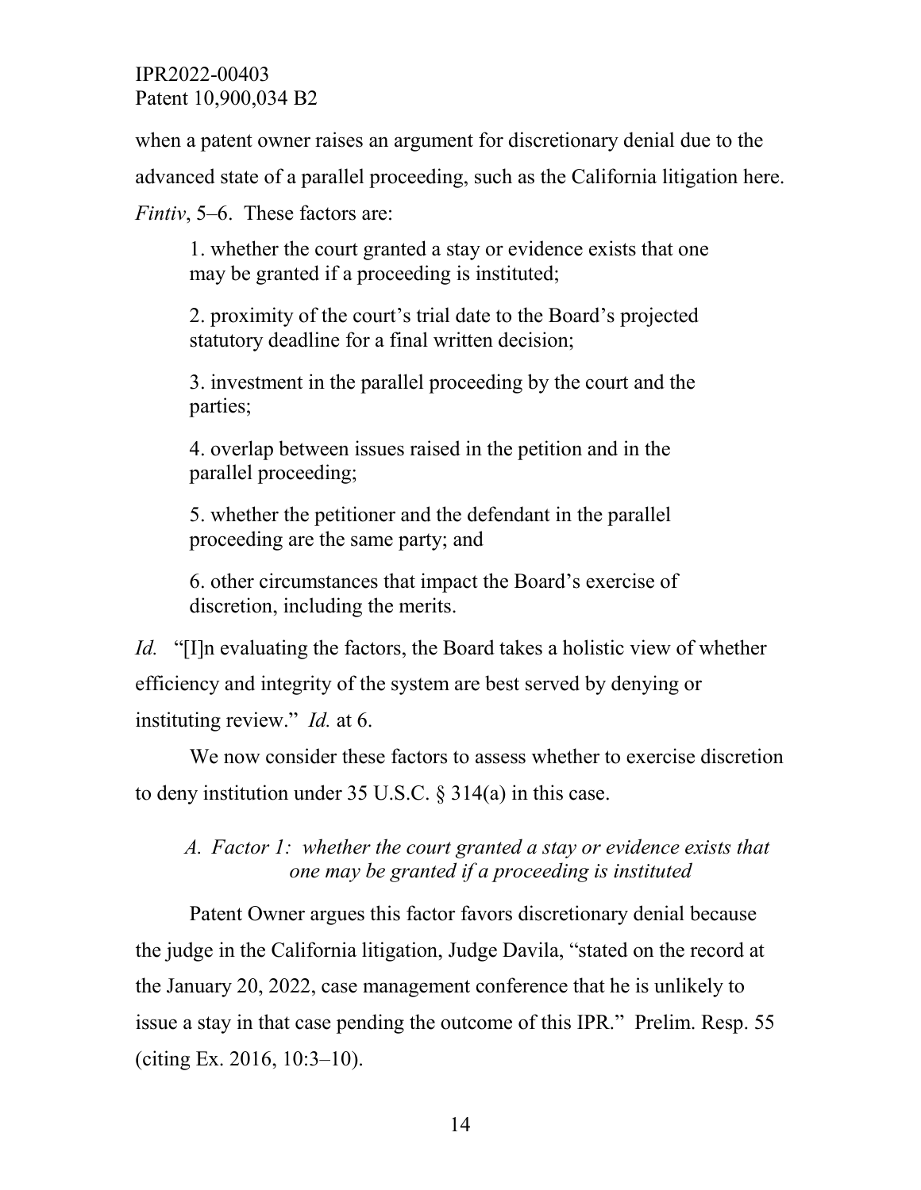when a patent owner raises an argument for discretionary denial due to the advanced state of a parallel proceeding, such as the California litigation here. *Fintiv*, 5–6. These factors are:

> 1. whether the court granted a stay or evidence exists that one may be granted if a proceeding is instituted;
>
> 2. proximity of the court's trial date to the Board's projected statutory deadline for a final written decision;
>
> 3. investment in the parallel proceeding by the court and the parties;
>
> 4. overlap between issues raised in the petition and in the parallel proceeding;
>
> 5. whether the petitioner and the defendant in the parallel proceeding are the same party; and
>
> 6. other circumstances that impact the Board's exercise of discretion, including the merits.

*Id.* "[I]n evaluating the factors, the Board takes a holistic view of whether efficiency and integrity of the system are best served by denying or instituting review." *Id.* at 6.

We now consider these factors to assess whether to exercise discretion to deny institution under 35 U.S.C. § 314(a) in this case.

### *A. Factor 1: whether the court granted a stay or evidence exists that one may be granted if a proceeding is instituted*

Patent Owner argues this factor favors discretionary denial because the judge in the California litigation, Judge Davila, "stated on the record at the January 20, 2022, case management conference that he is unlikely to issue a stay in that case pending the outcome of this IPR." Prelim. Resp. 55 (citing Ex. 2016, 10:3–10).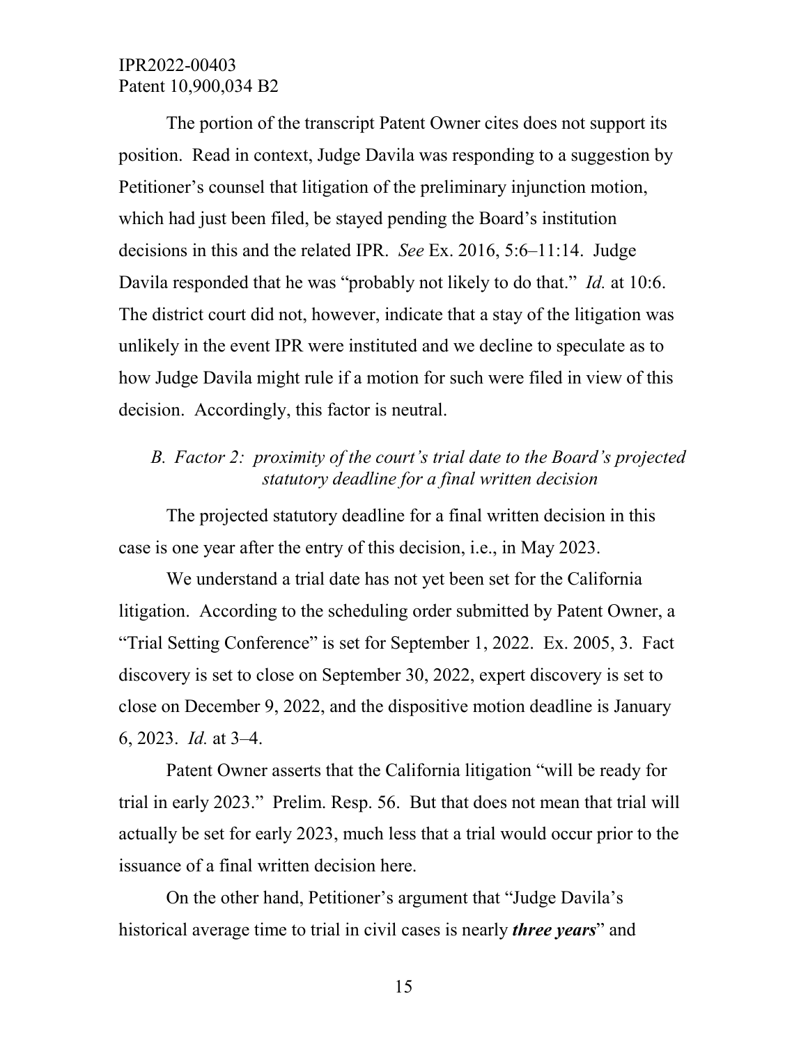The portion of the transcript Patent Owner cites does not support its position. Read in context, Judge Davila was responding to a suggestion by Petitioner's counsel that litigation of the preliminary injunction motion, which had just been filed, be stayed pending the Board's institution decisions in this and the related IPR. *See* Ex. 2016, 5:6–11:14. Judge Davila responded that he was "probably not likely to do that." *Id.* at 10:6. The district court did not, however, indicate that a stay of the litigation was unlikely in the event IPR were instituted and we decline to speculate as to how Judge Davila might rule if a motion for such were filed in view of this decision. Accordingly, this factor is neutral.

### *B. Factor 2: proximity of the court's trial date to the Board's projected statutory deadline for a final written decision*

The projected statutory deadline for a final written decision in this case is one year after the entry of this decision, i.e., in May 2023.

We understand a trial date has not yet been set for the California litigation. According to the scheduling order submitted by Patent Owner, a "Trial Setting Conference" is set for September 1, 2022. Ex. 2005, 3. Fact discovery is set to close on September 30, 2022, expert discovery is set to close on December 9, 2022, and the dispositive motion deadline is January 6, 2023. *Id.* at 3–4.

Patent Owner asserts that the California litigation "will be ready for trial in early 2023." Prelim. Resp. 56. But that does not mean that trial will actually be set for early 2023, much less that a trial would occur prior to the issuance of a final written decision here.

On the other hand, Petitioner's argument that "Judge Davila's historical average time to trial in civil cases is nearly ***three years***" and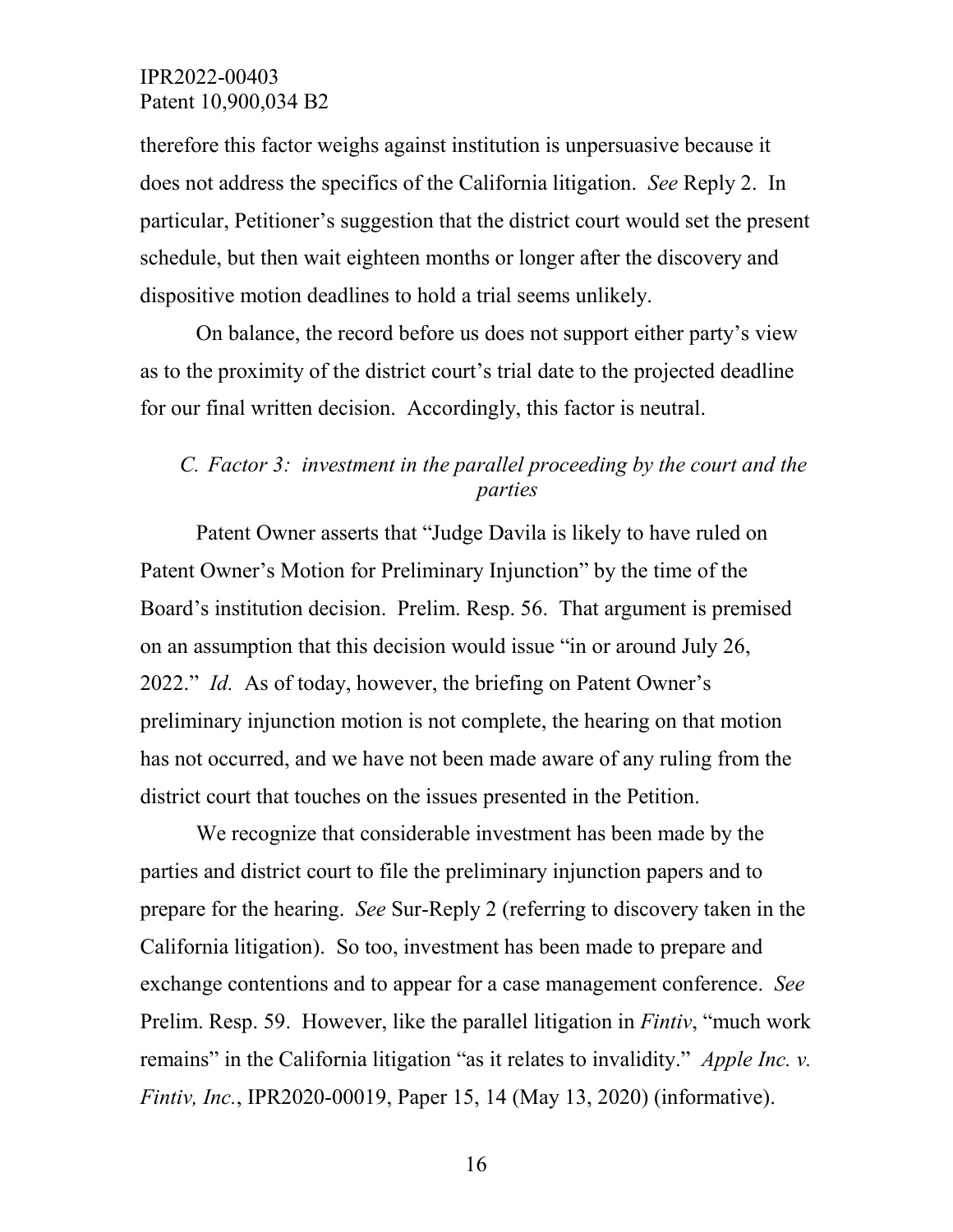therefore this factor weighs against institution is unpersuasive because it does not address the specifics of the California litigation. *See* Reply 2. In particular, Petitioner's suggestion that the district court would set the present schedule, but then wait eighteen months or longer after the discovery and dispositive motion deadlines to hold a trial seems unlikely.

On balance, the record before us does not support either party's view as to the proximity of the district court's trial date to the projected deadline for our final written decision. Accordingly, this factor is neutral.

### *C. Factor 3: investment in the parallel proceeding by the court and the parties*

Patent Owner asserts that "Judge Davila is likely to have ruled on Patent Owner's Motion for Preliminary Injunction" by the time of the Board's institution decision. Prelim. Resp. 56. That argument is premised on an assumption that this decision would issue "in or around July 26, 2022." *Id.* As of today, however, the briefing on Patent Owner's preliminary injunction motion is not complete, the hearing on that motion has not occurred, and we have not been made aware of any ruling from the district court that touches on the issues presented in the Petition.

We recognize that considerable investment has been made by the parties and district court to file the preliminary injunction papers and to prepare for the hearing. *See* Sur-Reply 2 (referring to discovery taken in the California litigation). So too, investment has been made to prepare and exchange contentions and to appear for a case management conference. *See* Prelim. Resp. 59. However, like the parallel litigation in *Fintiv*, "much work remains" in the California litigation "as it relates to invalidity." *Apple Inc. v. Fintiv, Inc.*, IPR2020-00019, Paper 15, 14 (May 13, 2020) (informative).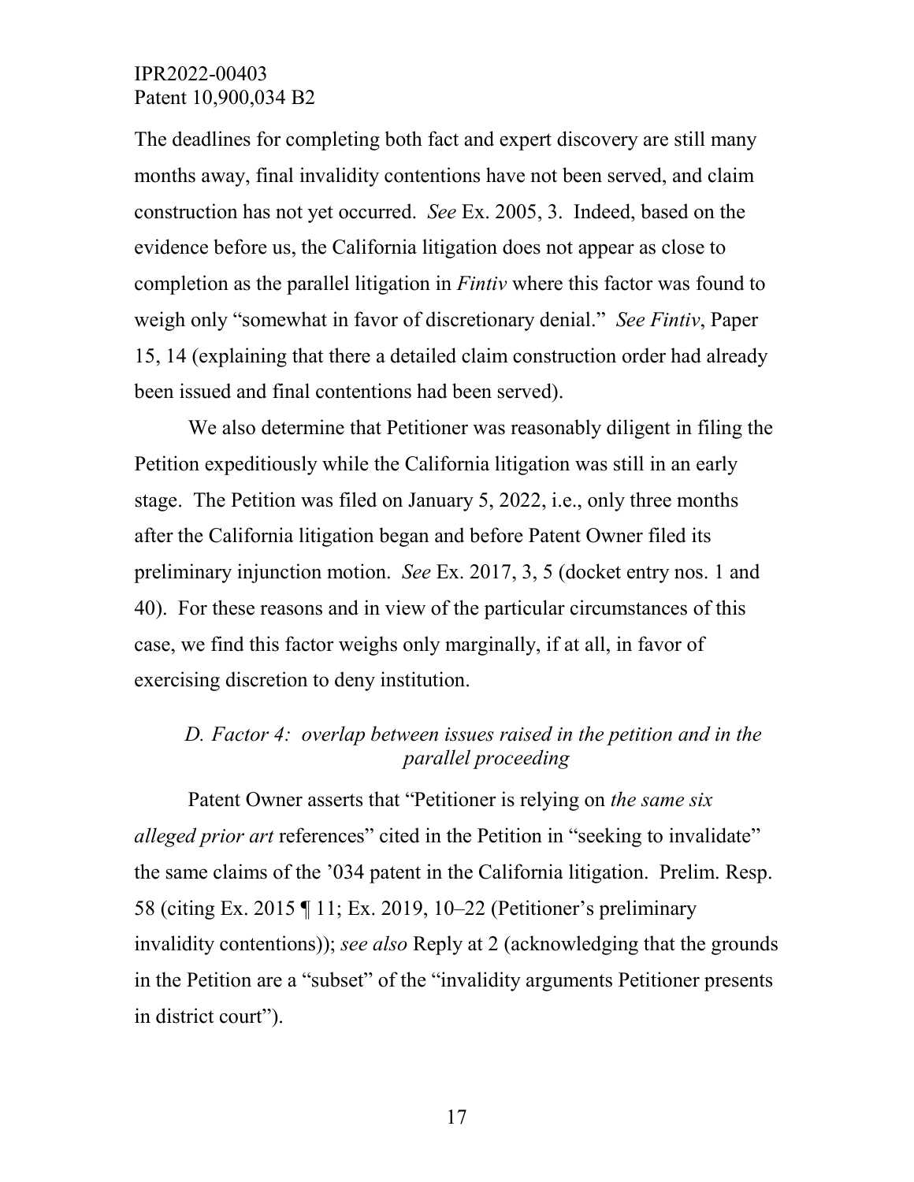The deadlines for completing both fact and expert discovery are still many months away, final invalidity contentions have not been served, and claim construction has not yet occurred. *See* Ex. 2005, 3. Indeed, based on the evidence before us, the California litigation does not appear as close to completion as the parallel litigation in *Fintiv* where this factor was found to weigh only "somewhat in favor of discretionary denial." *See Fintiv*, Paper 15, 14 (explaining that there a detailed claim construction order had already been issued and final contentions had been served).

We also determine that Petitioner was reasonably diligent in filing the Petition expeditiously while the California litigation was still in an early stage. The Petition was filed on January 5, 2022, i.e., only three months after the California litigation began and before Patent Owner filed its preliminary injunction motion. *See* Ex. 2017, 3, 5 (docket entry nos. 1 and 40). For these reasons and in view of the particular circumstances of this case, we find this factor weighs only marginally, if at all, in favor of exercising discretion to deny institution.

### *D. Factor 4: overlap between issues raised in the petition and in the parallel proceeding*

Patent Owner asserts that "Petitioner is relying on *the same six alleged prior art* references" cited in the Petition in "seeking to invalidate" the same claims of the '034 patent in the California litigation. Prelim. Resp. 58 (citing Ex. 2015 ¶ 11; Ex. 2019, 10–22 (Petitioner's preliminary invalidity contentions)); *see also* Reply at 2 (acknowledging that the grounds in the Petition are a "subset" of the "invalidity arguments Petitioner presents in district court").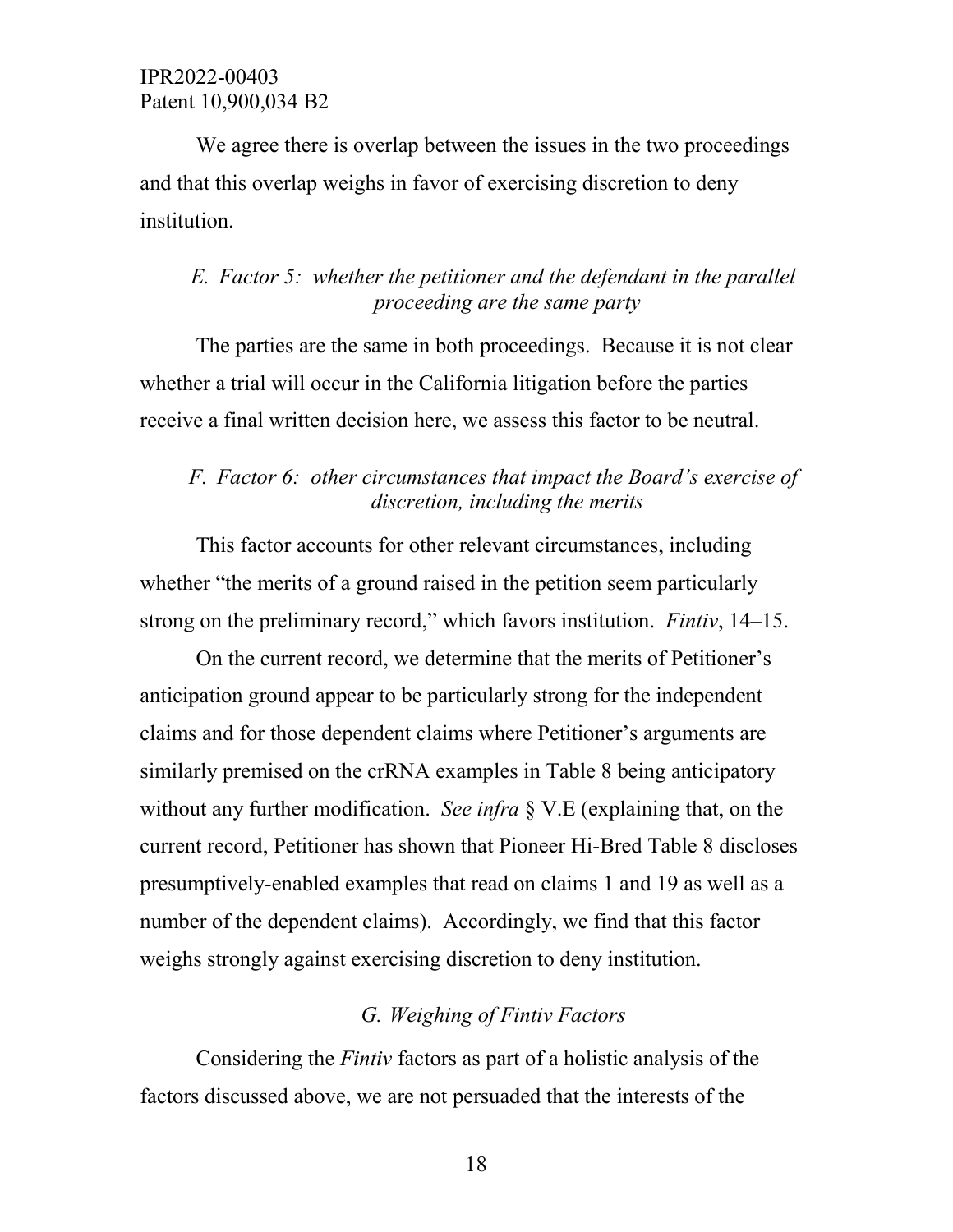We agree there is overlap between the issues in the two proceedings and that this overlap weighs in favor of exercising discretion to deny institution.

### *E. Factor 5: whether the petitioner and the defendant in the parallel proceeding are the same party*

The parties are the same in both proceedings. Because it is not clear whether a trial will occur in the California litigation before the parties receive a final written decision here, we assess this factor to be neutral.

### *F. Factor 6: other circumstances that impact the Board's exercise of discretion, including the merits*

This factor accounts for other relevant circumstances, including whether "the merits of a ground raised in the petition seem particularly strong on the preliminary record," which favors institution. *Fintiv*, 14–15.

On the current record, we determine that the merits of Petitioner's anticipation ground appear to be particularly strong for the independent claims and for those dependent claims where Petitioner's arguments are similarly premised on the crRNA examples in Table 8 being anticipatory without any further modification. *See infra* § V.E (explaining that, on the current record, Petitioner has shown that Pioneer Hi-Bred Table 8 discloses presumptively-enabled examples that read on claims 1 and 19 as well as a number of the dependent claims). Accordingly, we find that this factor weighs strongly against exercising discretion to deny institution.

### *G. Weighing of Fintiv Factors*

Considering the *Fintiv* factors as part of a holistic analysis of the factors discussed above, we are not persuaded that the interests of the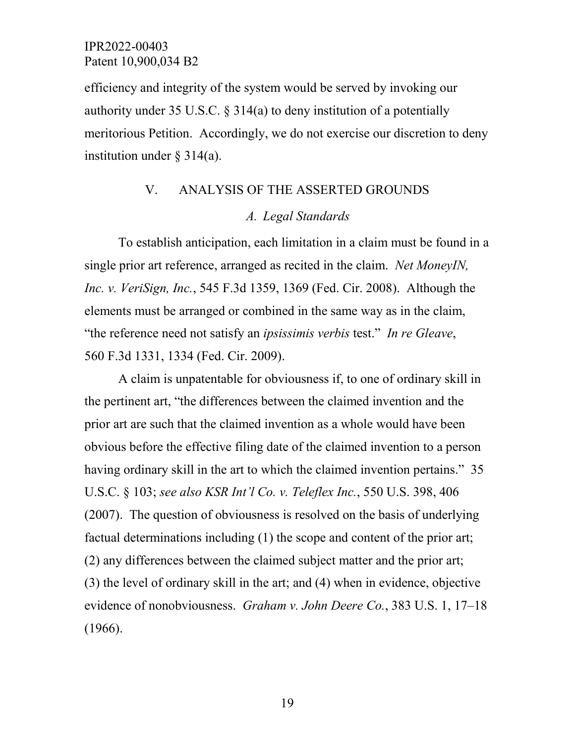efficiency and integrity of the system would be served by invoking our authority under 35 U.S.C. § 314(a) to deny institution of a potentially meritorious Petition. Accordingly, we do not exercise our discretion to deny institution under § 314(a).

## V. ANALYSIS OF THE ASSERTED GROUNDS

### *A. Legal Standards*

To establish anticipation, each limitation in a claim must be found in a single prior art reference, arranged as recited in the claim. *Net MoneyIN, Inc. v. VeriSign, Inc.*, 545 F.3d 1359, 1369 (Fed. Cir. 2008). Although the elements must be arranged or combined in the same way as in the claim, "the reference need not satisfy an *ipsissimis verbis* test." *In re Gleave*, 560 F.3d 1331, 1334 (Fed. Cir. 2009).

A claim is unpatentable for obviousness if, to one of ordinary skill in the pertinent art, "the differences between the claimed invention and the prior art are such that the claimed invention as a whole would have been obvious before the effective filing date of the claimed invention to a person having ordinary skill in the art to which the claimed invention pertains." 35 U.S.C. § 103; *see also KSR Int'l Co. v. Teleflex Inc.*, 550 U.S. 398, 406 (2007). The question of obviousness is resolved on the basis of underlying factual determinations including (1) the scope and content of the prior art; (2) any differences between the claimed subject matter and the prior art; (3) the level of ordinary skill in the art; and (4) when in evidence, objective evidence of nonobviousness. *Graham v. John Deere Co.*, 383 U.S. 1, 17–18 (1966).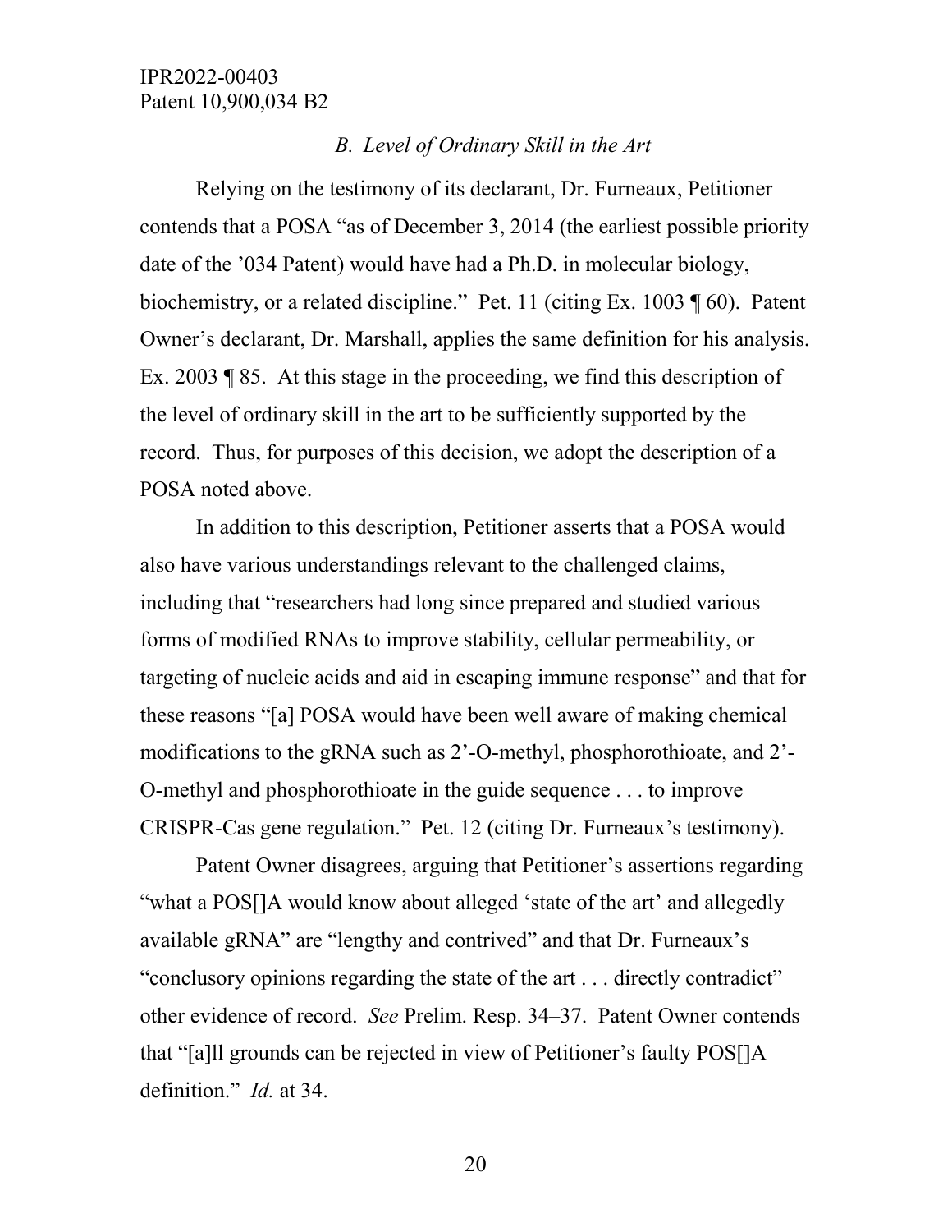### *B. Level of Ordinary Skill in the Art*

Relying on the testimony of its declarant, Dr. Furneaux, Petitioner contends that a POSA "as of December 3, 2014 (the earliest possible priority date of the '034 Patent) would have had a Ph.D. in molecular biology, biochemistry, or a related discipline." Pet. 11 (citing Ex. 1003 ¶ 60). Patent Owner's declarant, Dr. Marshall, applies the same definition for his analysis. Ex. 2003 ¶ 85. At this stage in the proceeding, we find this description of the level of ordinary skill in the art to be sufficiently supported by the record. Thus, for purposes of this decision, we adopt the description of a POSA noted above.

In addition to this description, Petitioner asserts that a POSA would also have various understandings relevant to the challenged claims, including that "researchers had long since prepared and studied various forms of modified RNAs to improve stability, cellular permeability, or targeting of nucleic acids and aid in escaping immune response" and that for these reasons "[a] POSA would have been well aware of making chemical modifications to the gRNA such as 2'-O-methyl, phosphorothioate, and 2'-O-methyl and phosphorothioate in the guide sequence . . . to improve CRISPR-Cas gene regulation." Pet. 12 (citing Dr. Furneaux's testimony).

Patent Owner disagrees, arguing that Petitioner's assertions regarding "what a POS[]A would know about alleged 'state of the art' and allegedly available gRNA" are "lengthy and contrived" and that Dr. Furneaux's "conclusory opinions regarding the state of the art . . . directly contradict" other evidence of record. *See* Prelim. Resp. 34–37. Patent Owner contends that "[a]ll grounds can be rejected in view of Petitioner's faulty POS[]A definition." *Id.* at 34.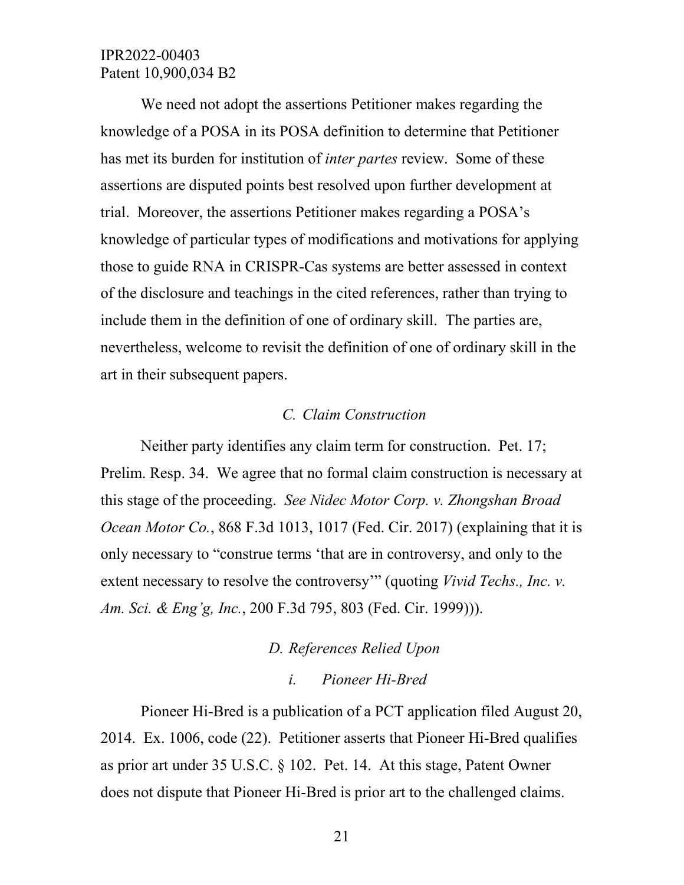We need not adopt the assertions Petitioner makes regarding the knowledge of a POSA in its POSA definition to determine that Petitioner has met its burden for institution of *inter partes* review. Some of these assertions are disputed points best resolved upon further development at trial. Moreover, the assertions Petitioner makes regarding a POSA's knowledge of particular types of modifications and motivations for applying those to guide RNA in CRISPR-Cas systems are better assessed in context of the disclosure and teachings in the cited references, rather than trying to include them in the definition of one of ordinary skill. The parties are, nevertheless, welcome to revisit the definition of one of ordinary skill in the art in their subsequent papers.

### *C. Claim Construction*

Neither party identifies any claim term for construction. Pet. 17; Prelim. Resp. 34. We agree that no formal claim construction is necessary at this stage of the proceeding. *See Nidec Motor Corp. v. Zhongshan Broad Ocean Motor Co.*, 868 F.3d 1013, 1017 (Fed. Cir. 2017) (explaining that it is only necessary to "construe terms 'that are in controversy, and only to the extent necessary to resolve the controversy'" (quoting *Vivid Techs., Inc. v. Am. Sci. & Eng'g, Inc.*, 200 F.3d 795, 803 (Fed. Cir. 1999))).

### *D. References Relied Upon*

#### *i. Pioneer Hi-Bred*

Pioneer Hi-Bred is a publication of a PCT application filed August 20, 2014. Ex. 1006, code (22). Petitioner asserts that Pioneer Hi-Bred qualifies as prior art under 35 U.S.C. § 102. Pet. 14. At this stage, Patent Owner does not dispute that Pioneer Hi-Bred is prior art to the challenged claims.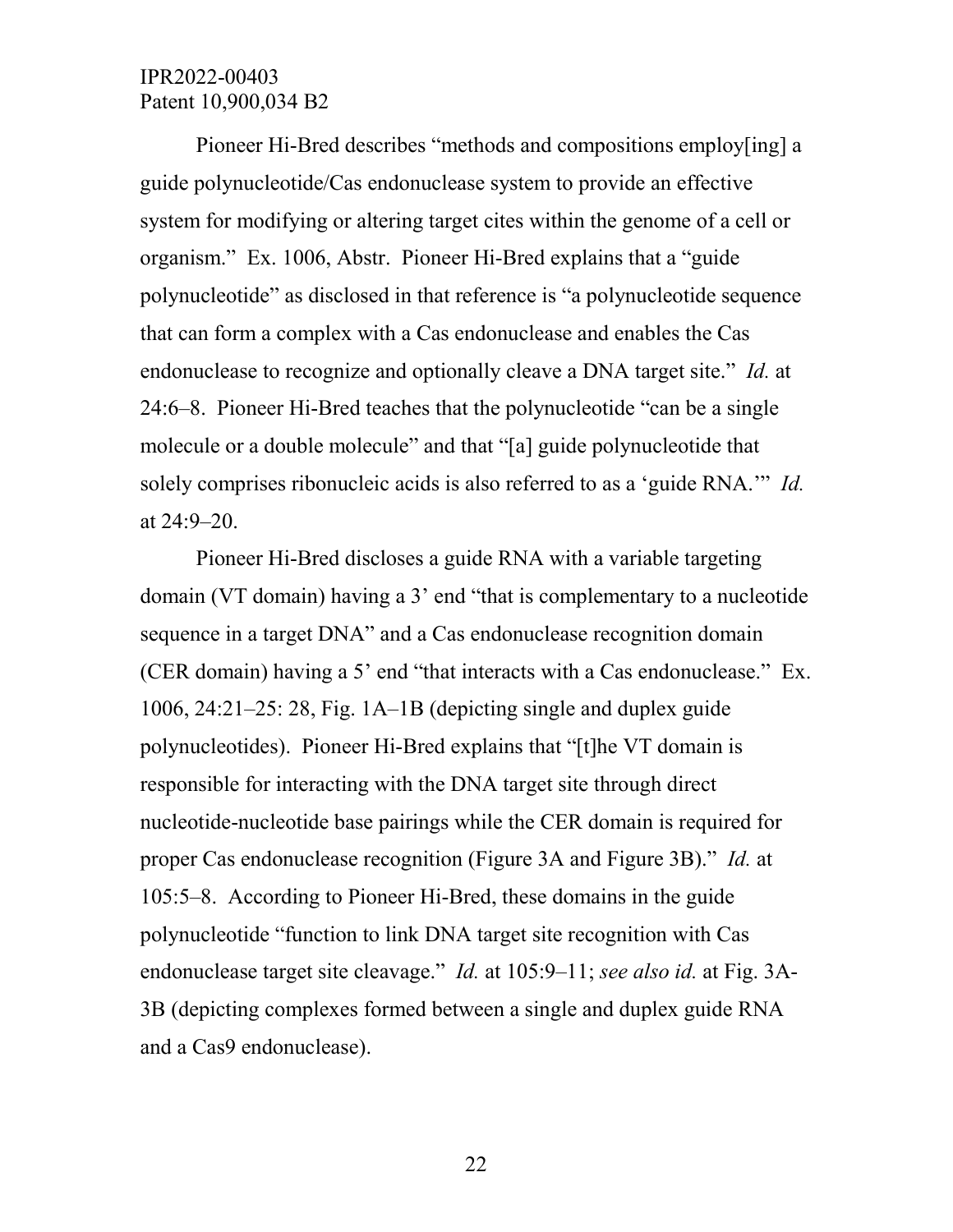Pioneer Hi-Bred describes "methods and compositions employ[ing] a guide polynucleotide/Cas endonuclease system to provide an effective system for modifying or altering target cites within the genome of a cell or organism." Ex. 1006, Abstr. Pioneer Hi-Bred explains that a "guide polynucleotide" as disclosed in that reference is "a polynucleotide sequence that can form a complex with a Cas endonuclease and enables the Cas endonuclease to recognize and optionally cleave a DNA target site." *Id.* at 24:6–8. Pioneer Hi-Bred teaches that the polynucleotide "can be a single molecule or a double molecule" and that "[a] guide polynucleotide that solely comprises ribonucleic acids is also referred to as a 'guide RNA.'" *Id.* at 24:9–20.

Pioneer Hi-Bred discloses a guide RNA with a variable targeting domain (VT domain) having a 3' end "that is complementary to a nucleotide sequence in a target DNA" and a Cas endonuclease recognition domain (CER domain) having a 5' end "that interacts with a Cas endonuclease." Ex. 1006, 24:21–25: 28, Fig. 1A–1B (depicting single and duplex guide polynucleotides). Pioneer Hi-Bred explains that "[t]he VT domain is responsible for interacting with the DNA target site through direct nucleotide-nucleotide base pairings while the CER domain is required for proper Cas endonuclease recognition (Figure 3A and Figure 3B)." *Id.* at 105:5–8. According to Pioneer Hi-Bred, these domains in the guide polynucleotide "function to link DNA target site recognition with Cas endonuclease target site cleavage." *Id.* at 105:9–11; *see also id.* at Fig. 3A-3B (depicting complexes formed between a single and duplex guide RNA and a Cas9 endonuclease).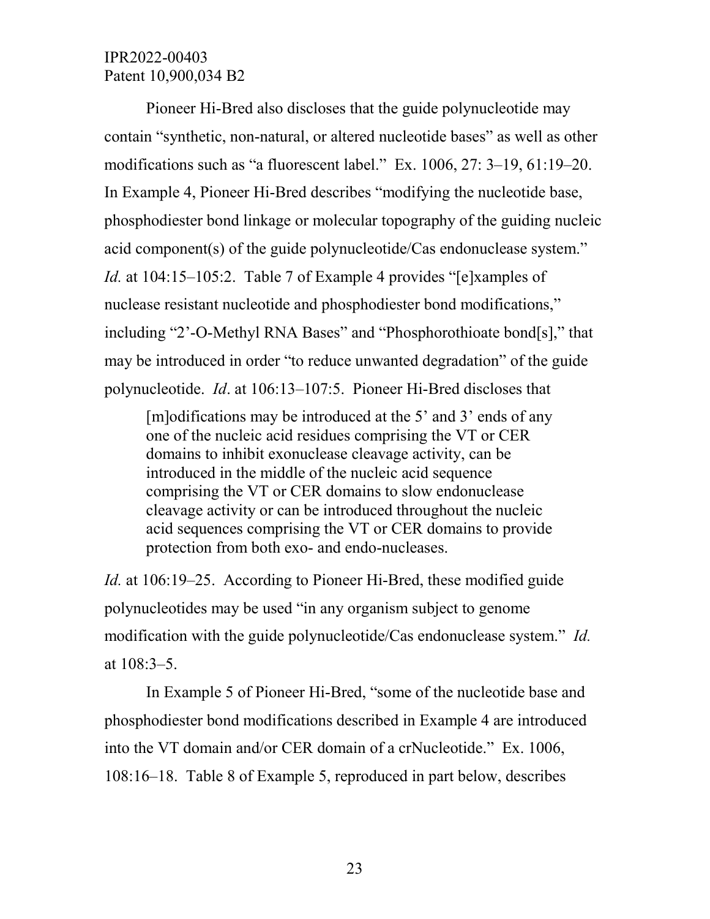Pioneer Hi-Bred also discloses that the guide polynucleotide may contain "synthetic, non-natural, or altered nucleotide bases" as well as other modifications such as "a fluorescent label." Ex. 1006, 27: 3–19, 61:19–20. In Example 4, Pioneer Hi-Bred describes "modifying the nucleotide base, phosphodiester bond linkage or molecular topography of the guiding nucleic acid component(s) of the guide polynucleotide/Cas endonuclease system." *Id.* at 104:15–105:2. Table 7 of Example 4 provides "[e]xamples of nuclease resistant nucleotide and phosphodiester bond modifications," including "2'-O-Methyl RNA Bases" and "Phosphorothioate bond[s]," that may be introduced in order "to reduce unwanted degradation" of the guide polynucleotide. *Id*. at 106:13–107:5. Pioneer Hi-Bred discloses that

> [m]odifications may be introduced at the 5' and 3' ends of any one of the nucleic acid residues comprising the VT or CER domains to inhibit exonuclease cleavage activity, can be introduced in the middle of the nucleic acid sequence comprising the VT or CER domains to slow endonuclease cleavage activity or can be introduced throughout the nucleic acid sequences comprising the VT or CER domains to provide protection from both exo- and endo-nucleases.

*Id.* at 106:19–25. According to Pioneer Hi-Bred, these modified guide polynucleotides may be used "in any organism subject to genome modification with the guide polynucleotide/Cas endonuclease system." *Id.* at 108:3–5.

In Example 5 of Pioneer Hi-Bred, "some of the nucleotide base and phosphodiester bond modifications described in Example 4 are introduced into the VT domain and/or CER domain of a crNucleotide." Ex. 1006, 108:16–18. Table 8 of Example 5, reproduced in part below, describes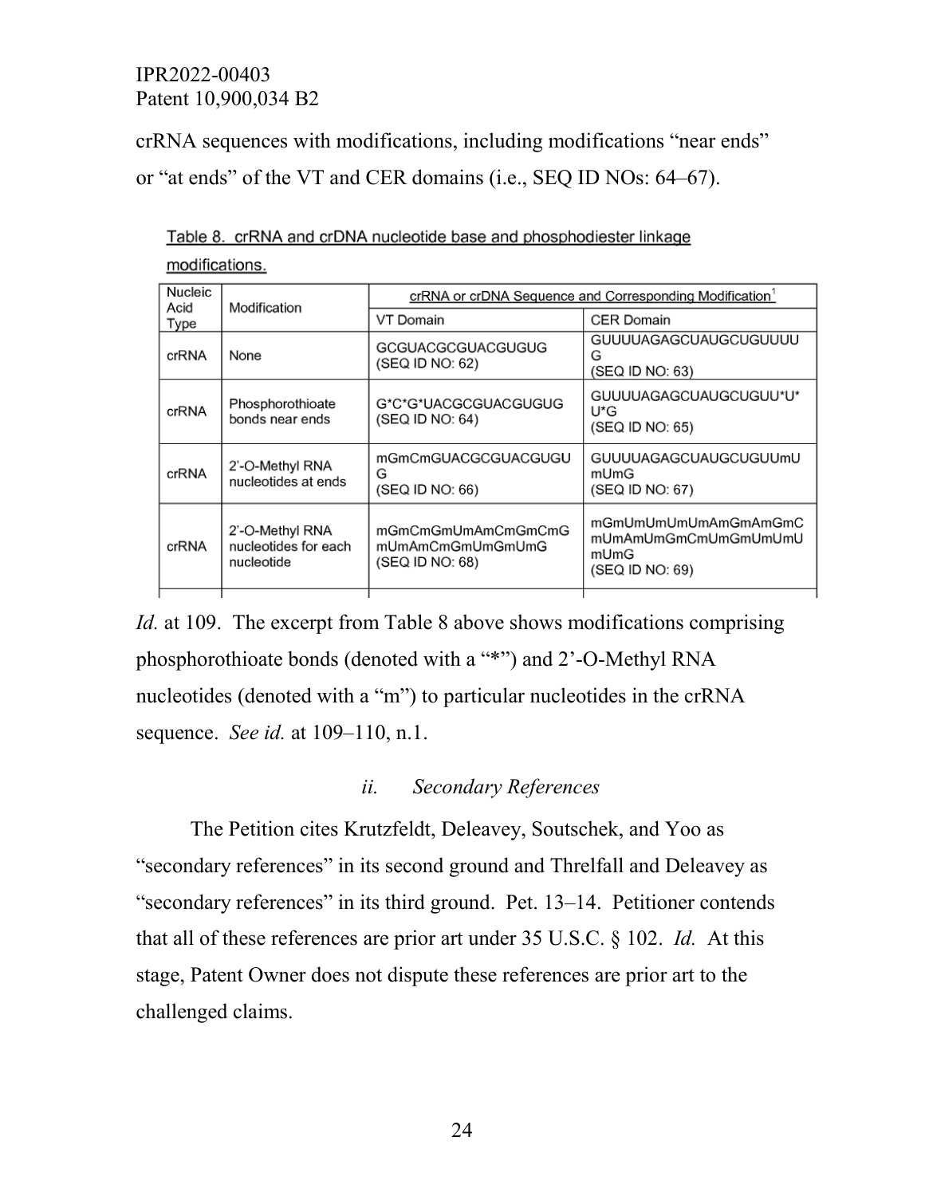crRNA sequences with modifications, including modifications "near ends" or "at ends" of the VT and CER domains (i.e., SEQ ID NOs: 64–67).

Table 8. crRNA and crDNA nucleotide base and phosphodiester linkage modifications.

| Nucleic Acid Type | Modification | crRNA or crDNA Sequence and Corresponding Modification[1] | |
|---|---|---|---|
| | | VT Domain | CER Domain |
| crRNA | None | GCGUACGCGUACGUGUG (SEQ ID NO: 62) | GUUUUAGAGCUAUGCUGUUUUG (SEQ ID NO: 63) |
| crRNA | Phosphorothioate bonds near ends | G*C*G*UACGCGUACGUGUG (SEQ ID NO: 64) | GUUUUAGAGCUAUGCUGUU*U*U*G (SEQ ID NO: 65) |
| crRNA | 2'-O-Methyl RNA nucleotides at ends | mGmCmGUACGCGUACGUGUG (SEQ ID NO: 66) | GUUUUAGAGCUAUGCUGUUmUmUmG (SEQ ID NO: 67) |
| crRNA | 2'-O-Methyl RNA nucleotides for each nucleotide | mGmCmGmUmAmCmGmCmGmUmAmCmGmUmGmUmG (SEQ ID NO: 68) | mGmUmUmUmUmAmGmAmGmCmUmAmUmGmCmUmGmUmUmUmUmG (SEQ ID NO: 69) |

*Id.* at 109. The excerpt from Table 8 above shows modifications comprising phosphorothioate bonds (denoted with a "*") and 2'-O-Methyl RNA nucleotides (denoted with a "m") to particular nucleotides in the crRNA sequence. *See id.* at 109–110, n.1.

#### *ii. Secondary References*

The Petition cites Krutzfeldt, Deleavey, Soutschek, and Yoo as "secondary references" in its second ground and Threlfall and Deleavey as "secondary references" in its third ground. Pet. 13–14. Petitioner contends that all of these references are prior art under 35 U.S.C. § 102. *Id.* At this stage, Patent Owner does not dispute these references are prior art to the challenged claims.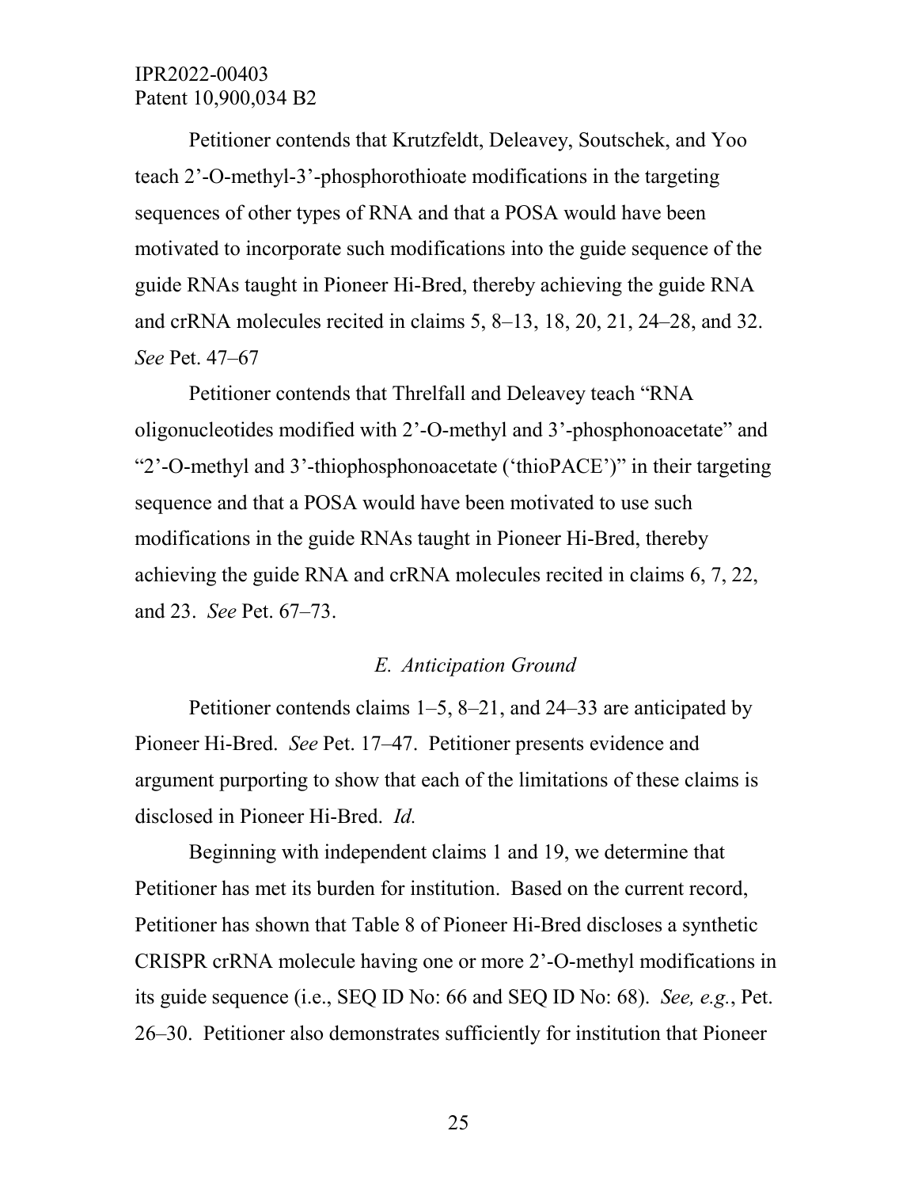Petitioner contends that Krutzfeldt, Deleavey, Soutschek, and Yoo teach 2'-O-methyl-3'-phosphorothioate modifications in the targeting sequences of other types of RNA and that a POSA would have been motivated to incorporate such modifications into the guide sequence of the guide RNAs taught in Pioneer Hi-Bred, thereby achieving the guide RNA and crRNA molecules recited in claims 5, 8–13, 18, 20, 21, 24–28, and 32. *See* Pet. 47–67

Petitioner contends that Threlfall and Deleavey teach "RNA oligonucleotides modified with 2'-O-methyl and 3'-phosphonoacetate" and "2'-O-methyl and 3'-thiophosphonoacetate ('thioPACE')" in their targeting sequence and that a POSA would have been motivated to use such modifications in the guide RNAs taught in Pioneer Hi-Bred, thereby achieving the guide RNA and crRNA molecules recited in claims 6, 7, 22, and 23. *See* Pet. 67–73.

### *E. Anticipation Ground*

Petitioner contends claims 1–5, 8–21, and 24–33 are anticipated by Pioneer Hi-Bred. *See* Pet. 17–47. Petitioner presents evidence and argument purporting to show that each of the limitations of these claims is disclosed in Pioneer Hi-Bred. *Id.*

Beginning with independent claims 1 and 19, we determine that Petitioner has met its burden for institution. Based on the current record, Petitioner has shown that Table 8 of Pioneer Hi-Bred discloses a synthetic CRISPR crRNA molecule having one or more 2'-O-methyl modifications in its guide sequence (i.e., SEQ ID No: 66 and SEQ ID No: 68). *See, e.g.*, Pet. 26–30. Petitioner also demonstrates sufficiently for institution that Pioneer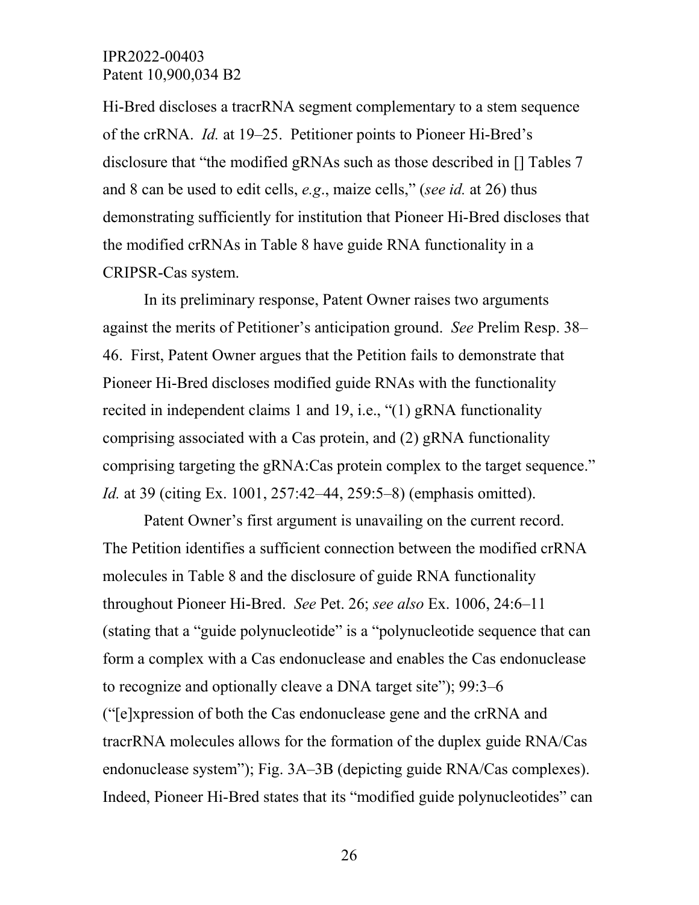Hi-Bred discloses a tracrRNA segment complementary to a stem sequence of the crRNA. *Id.* at 19–25. Petitioner points to Pioneer Hi-Bred's disclosure that "the modified gRNAs such as those described in [] Tables 7 and 8 can be used to edit cells, *e.g*., maize cells," (*see id.* at 26) thus demonstrating sufficiently for institution that Pioneer Hi-Bred discloses that the modified crRNAs in Table 8 have guide RNA functionality in a CRIPSR-Cas system.

In its preliminary response, Patent Owner raises two arguments against the merits of Petitioner's anticipation ground. *See* Prelim Resp. 38–46. First, Patent Owner argues that the Petition fails to demonstrate that Pioneer Hi-Bred discloses modified guide RNAs with the functionality recited in independent claims 1 and 19, i.e., "(1) gRNA functionality comprising associated with a Cas protein, and (2) gRNA functionality comprising targeting the gRNA:Cas protein complex to the target sequence." *Id.* at 39 (citing Ex. 1001, 257:42–44, 259:5–8) (emphasis omitted).

Patent Owner's first argument is unavailing on the current record. The Petition identifies a sufficient connection between the modified crRNA molecules in Table 8 and the disclosure of guide RNA functionality throughout Pioneer Hi-Bred. *See* Pet. 26; *see also* Ex. 1006, 24:6–11 (stating that a "guide polynucleotide" is a "polynucleotide sequence that can form a complex with a Cas endonuclease and enables the Cas endonuclease to recognize and optionally cleave a DNA target site"); 99:3–6 ("[e]xpression of both the Cas endonuclease gene and the crRNA and tracrRNA molecules allows for the formation of the duplex guide RNA/Cas endonuclease system"); Fig. 3A–3B (depicting guide RNA/Cas complexes). Indeed, Pioneer Hi-Bred states that its "modified guide polynucleotides" can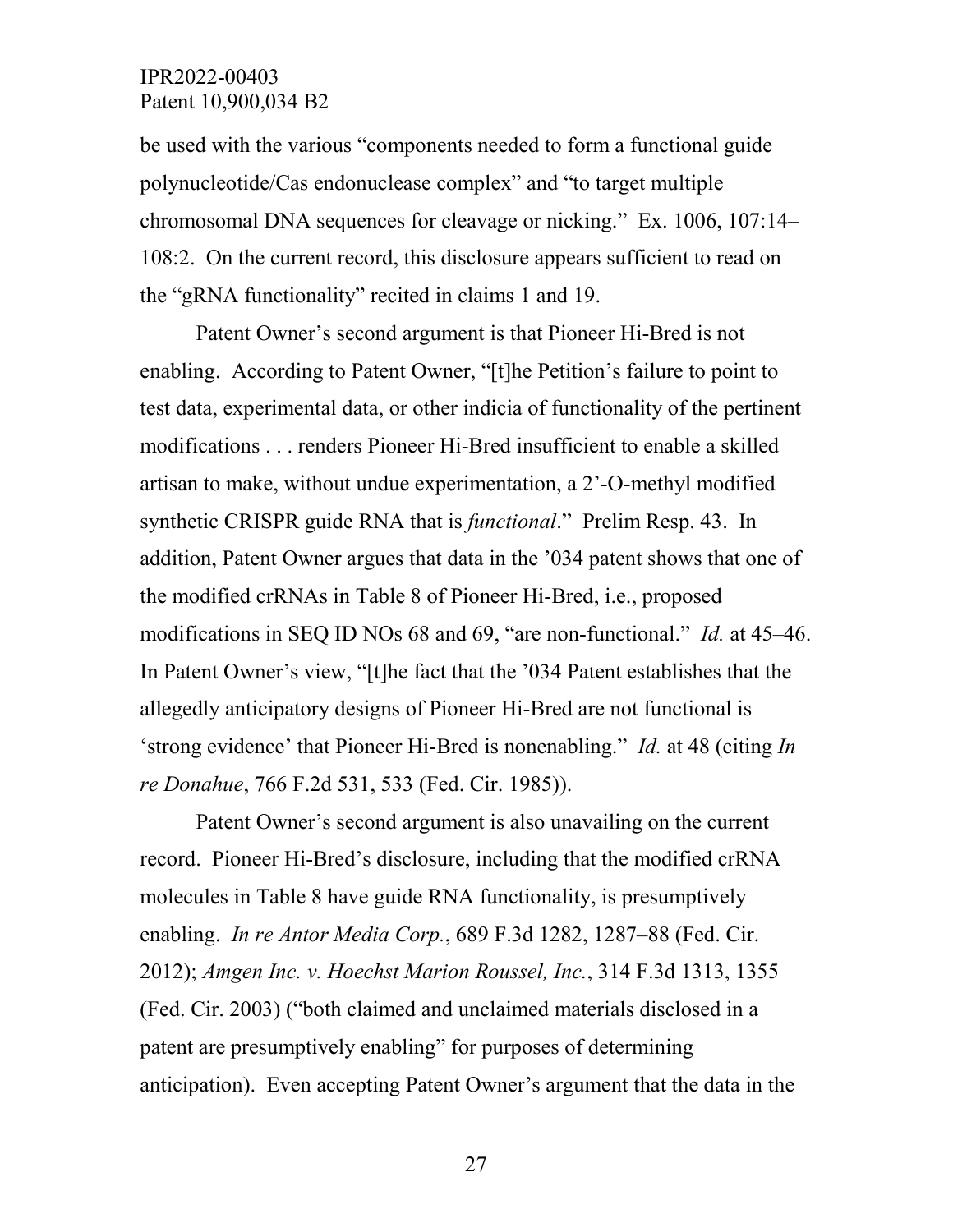be used with the various "components needed to form a functional guide polynucleotide/Cas endonuclease complex" and "to target multiple chromosomal DNA sequences for cleavage or nicking." Ex. 1006, 107:14–108:2. On the current record, this disclosure appears sufficient to read on the "gRNA functionality" recited in claims 1 and 19.

Patent Owner's second argument is that Pioneer Hi-Bred is not enabling. According to Patent Owner, "[t]he Petition's failure to point to test data, experimental data, or other indicia of functionality of the pertinent modifications . . . renders Pioneer Hi-Bred insufficient to enable a skilled artisan to make, without undue experimentation, a 2'-O-methyl modified synthetic CRISPR guide RNA that is *functional*." Prelim Resp. 43. In addition, Patent Owner argues that data in the '034 patent shows that one of the modified crRNAs in Table 8 of Pioneer Hi-Bred, i.e., proposed modifications in SEQ ID NOs 68 and 69, "are non-functional." *Id.* at 45–46. In Patent Owner's view, "[t]he fact that the '034 Patent establishes that the allegedly anticipatory designs of Pioneer Hi-Bred are not functional is 'strong evidence' that Pioneer Hi-Bred is nonenabling." *Id.* at 48 (citing *In re Donahue*, 766 F.2d 531, 533 (Fed. Cir. 1985)).

Patent Owner's second argument is also unavailing on the current record. Pioneer Hi-Bred's disclosure, including that the modified crRNA molecules in Table 8 have guide RNA functionality, is presumptively enabling. *In re Antor Media Corp.*, 689 F.3d 1282, 1287–88 (Fed. Cir. 2012); *Amgen Inc. v. Hoechst Marion Roussel, Inc.*, 314 F.3d 1313, 1355 (Fed. Cir. 2003) ("both claimed and unclaimed materials disclosed in a patent are presumptively enabling" for purposes of determining anticipation). Even accepting Patent Owner's argument that the data in the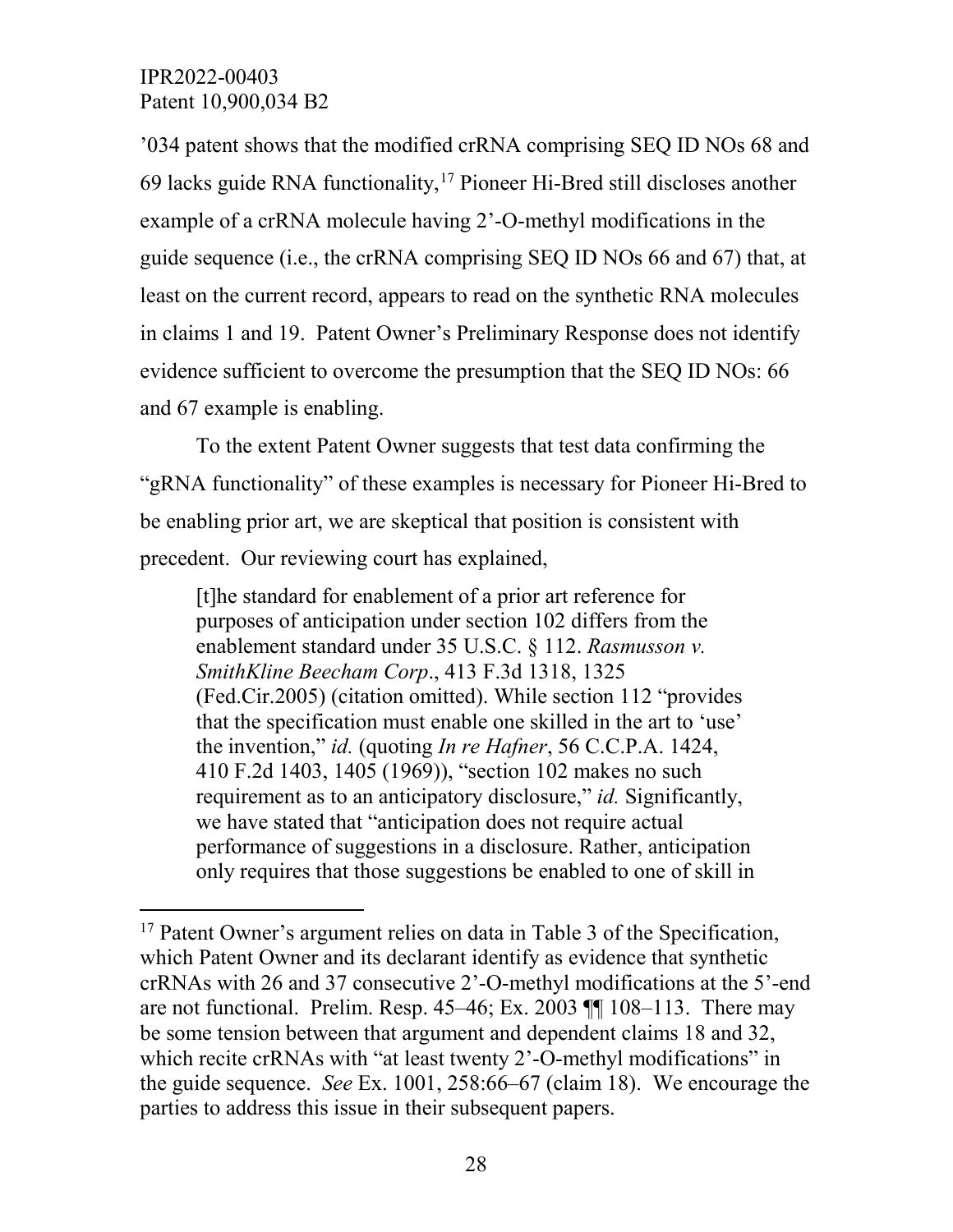’034 patent shows that the modified crRNA comprising SEQ ID NOs 68 and 69 lacks guide RNA functionality,[17] Pioneer Hi-Bred still discloses another example of a crRNA molecule having 2’-O-methyl modifications in the guide sequence (i.e., the crRNA comprising SEQ ID NOs 66 and 67) that, at least on the current record, appears to read on the synthetic RNA molecules in claims 1 and 19. Patent Owner’s Preliminary Response does not identify evidence sufficient to overcome the presumption that the SEQ ID NOs: 66 and 67 example is enabling.

To the extent Patent Owner suggests that test data confirming the “gRNA functionality” of these examples is necessary for Pioneer Hi-Bred to be enabling prior art, we are skeptical that position is consistent with precedent. Our reviewing court has explained,

> [t]he standard for enablement of a prior art reference for purposes of anticipation under section 102 differs from the enablement standard under 35 U.S.C. § 112. *Rasmusson v. SmithKline Beecham Corp*., 413 F.3d 1318, 1325 (Fed.Cir.2005) (citation omitted). While section 112 “provides that the specification must enable one skilled in the art to ‘use’ the invention,” *id.* (quoting *In re Hafner*, 56 C.C.P.A. 1424, 410 F.2d 1403, 1405 (1969)), “section 102 makes no such requirement as to an anticipatory disclosure,” *id.* Significantly, we have stated that “anticipation does not require actual performance of suggestions in a disclosure. Rather, anticipation only requires that those suggestions be enabled to one of skill in

---

[17] Patent Owner’s argument relies on data in Table 3 of the Specification, which Patent Owner and its declarant identify as evidence that synthetic crRNAs with 26 and 37 consecutive 2’-O-methyl modifications at the 5’-end are not functional. Prelim. Resp. 45–46; Ex. 2003 ¶¶ 108–113. There may be some tension between that argument and dependent claims 18 and 32, which recite crRNAs with “at least twenty 2’-O-methyl modifications” in the guide sequence. *See* Ex. 1001, 258:66–67 (claim 18). We encourage the parties to address this issue in their subsequent papers.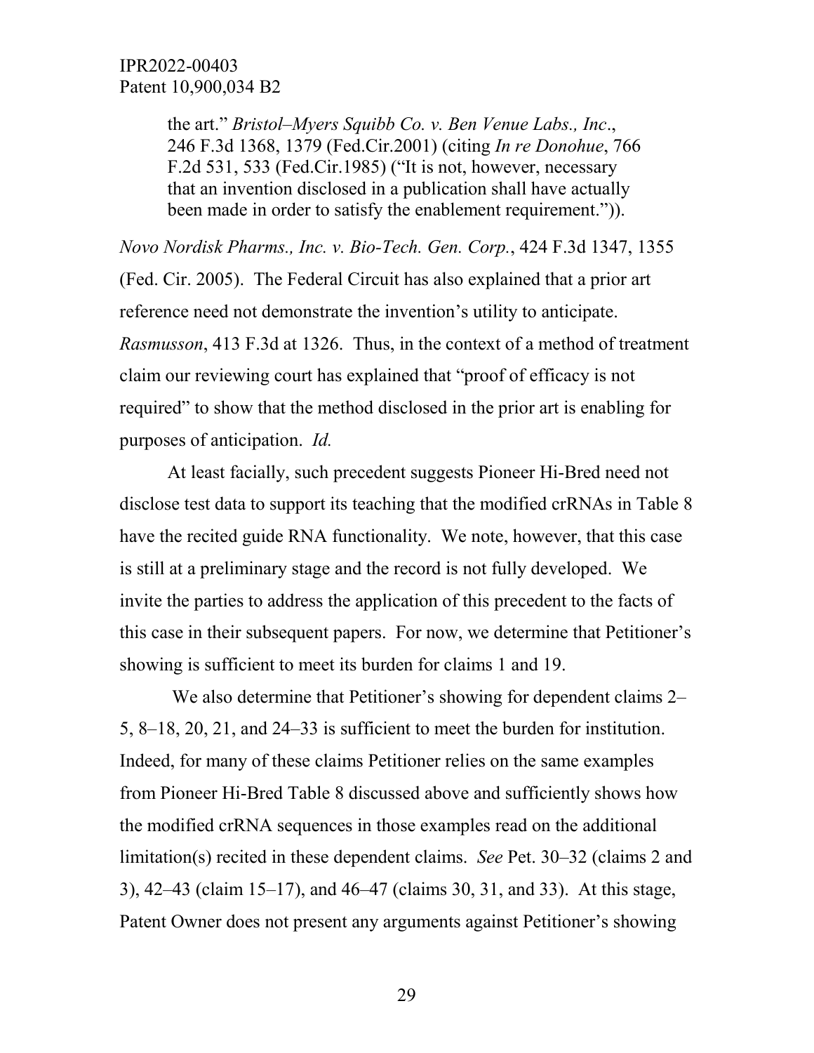> the art." *Bristol–Myers Squibb Co. v. Ben Venue Labs., Inc*., 246 F.3d 1368, 1379 (Fed.Cir.2001) (citing *In re Donohue*, 766 F.2d 531, 533 (Fed.Cir.1985) ("It is not, however, necessary that an invention disclosed in a publication shall have actually been made in order to satisfy the enablement requirement.")).

*Novo Nordisk Pharms., Inc. v. Bio-Tech. Gen. Corp.*, 424 F.3d 1347, 1355 (Fed. Cir. 2005). The Federal Circuit has also explained that a prior art reference need not demonstrate the invention's utility to anticipate. *Rasmusson*, 413 F.3d at 1326. Thus, in the context of a method of treatment claim our reviewing court has explained that "proof of efficacy is not required" to show that the method disclosed in the prior art is enabling for purposes of anticipation. *Id.*

At least facially, such precedent suggests Pioneer Hi-Bred need not disclose test data to support its teaching that the modified crRNAs in Table 8 have the recited guide RNA functionality. We note, however, that this case is still at a preliminary stage and the record is not fully developed. We invite the parties to address the application of this precedent to the facts of this case in their subsequent papers. For now, we determine that Petitioner's showing is sufficient to meet its burden for claims 1 and 19.

We also determine that Petitioner's showing for dependent claims 2–5, 8–18, 20, 21, and 24–33 is sufficient to meet the burden for institution. Indeed, for many of these claims Petitioner relies on the same examples from Pioneer Hi-Bred Table 8 discussed above and sufficiently shows how the modified crRNA sequences in those examples read on the additional limitation(s) recited in these dependent claims. *See* Pet. 30–32 (claims 2 and 3), 42–43 (claim 15–17), and 46–47 (claims 30, 31, and 33). At this stage, Patent Owner does not present any arguments against Petitioner's showing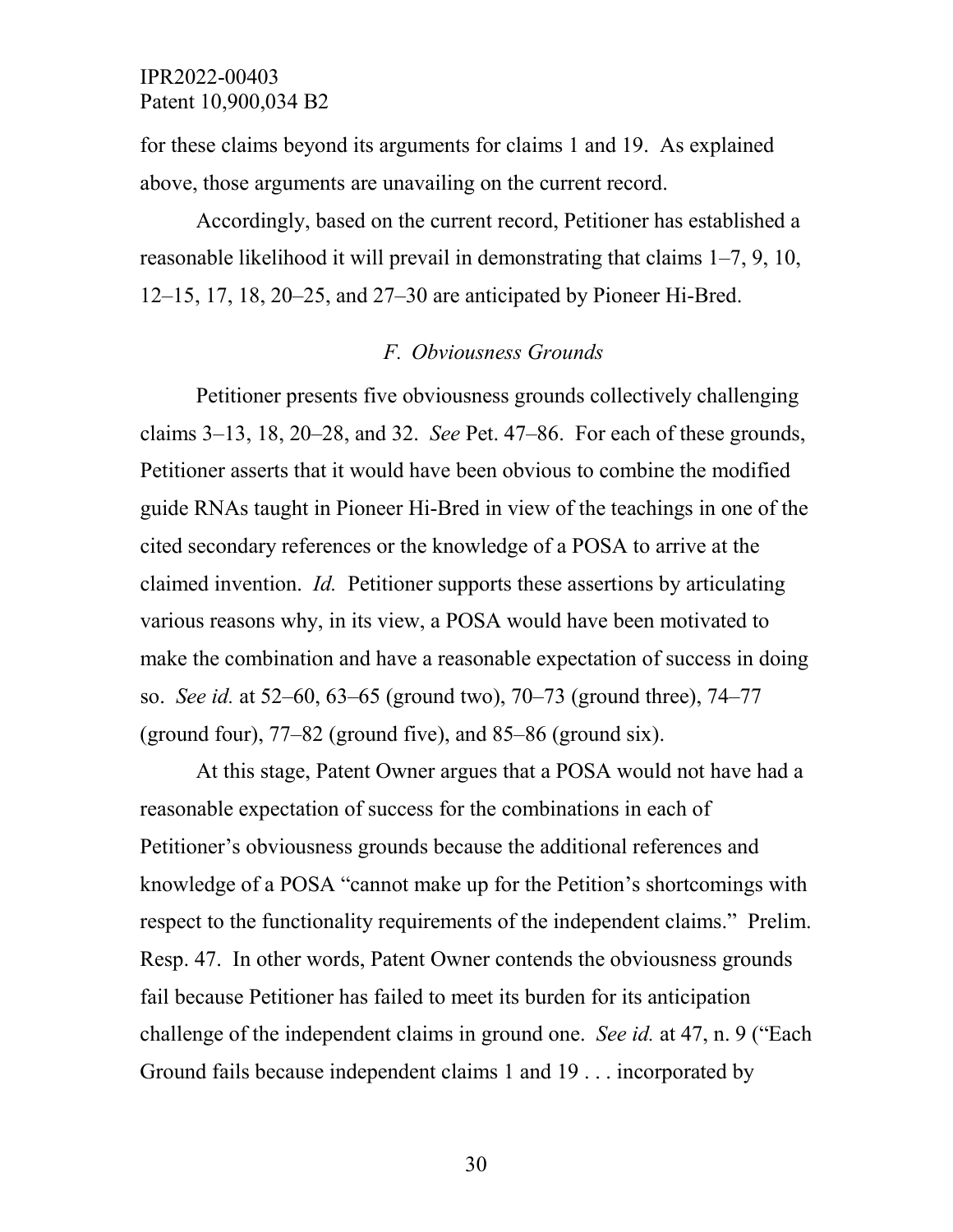for these claims beyond its arguments for claims 1 and 19. As explained above, those arguments are unavailing on the current record.

Accordingly, based on the current record, Petitioner has established a reasonable likelihood it will prevail in demonstrating that claims 1–7, 9, 10, 12–15, 17, 18, 20–25, and 27–30 are anticipated by Pioneer Hi-Bred.

### *F. Obviousness Grounds*

Petitioner presents five obviousness grounds collectively challenging claims 3–13, 18, 20–28, and 32. *See* Pet. 47–86. For each of these grounds, Petitioner asserts that it would have been obvious to combine the modified guide RNAs taught in Pioneer Hi-Bred in view of the teachings in one of the cited secondary references or the knowledge of a POSA to arrive at the claimed invention. *Id.* Petitioner supports these assertions by articulating various reasons why, in its view, a POSA would have been motivated to make the combination and have a reasonable expectation of success in doing so. *See id.* at 52–60, 63–65 (ground two), 70–73 (ground three), 74–77 (ground four), 77–82 (ground five), and 85–86 (ground six).

At this stage, Patent Owner argues that a POSA would not have had a reasonable expectation of success for the combinations in each of Petitioner's obviousness grounds because the additional references and knowledge of a POSA "cannot make up for the Petition's shortcomings with respect to the functionality requirements of the independent claims." Prelim. Resp. 47. In other words, Patent Owner contends the obviousness grounds fail because Petitioner has failed to meet its burden for its anticipation challenge of the independent claims in ground one. *See id.* at 47, n. 9 ("Each Ground fails because independent claims 1 and 19 . . . incorporated by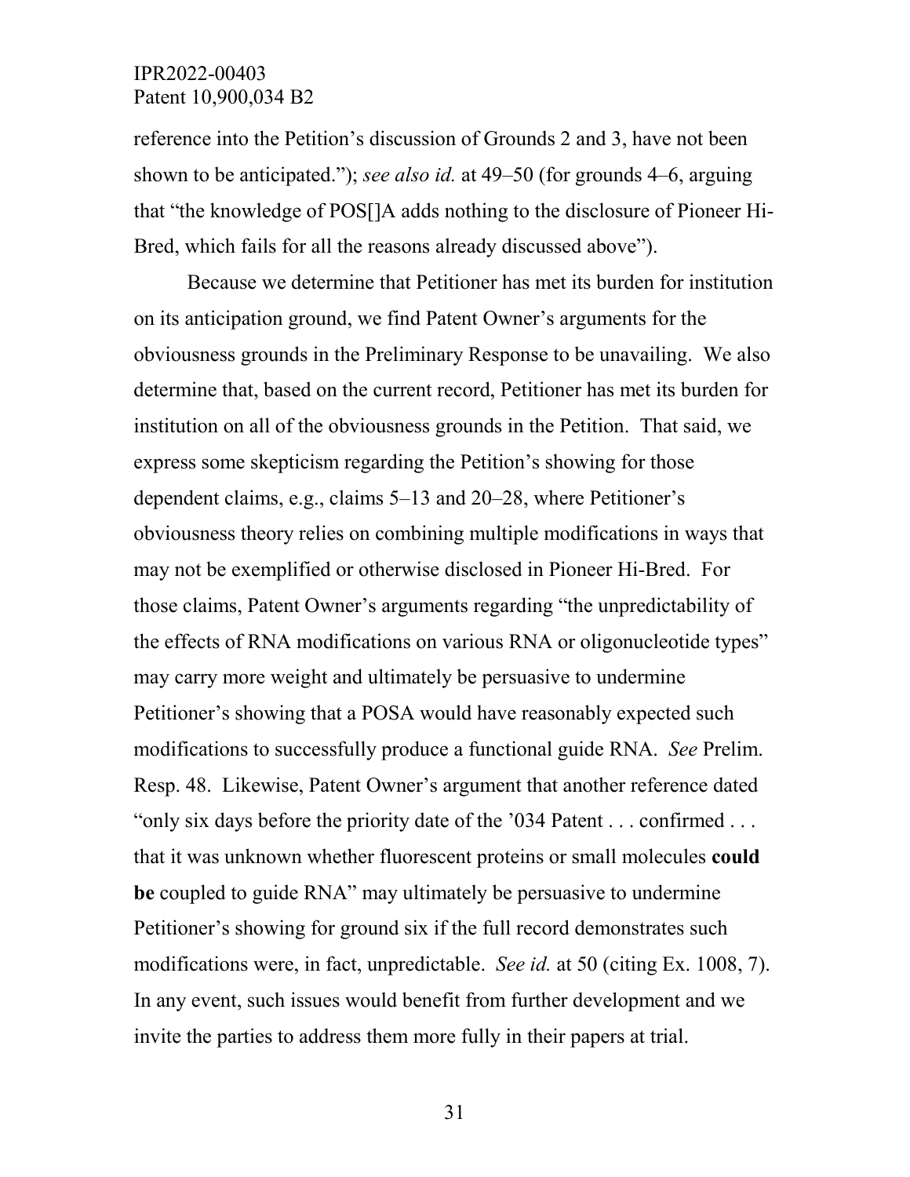reference into the Petition's discussion of Grounds 2 and 3, have not been shown to be anticipated."); *see also id.* at 49–50 (for grounds 4–6, arguing that "the knowledge of POS[]A adds nothing to the disclosure of Pioneer Hi-Bred, which fails for all the reasons already discussed above").

Because we determine that Petitioner has met its burden for institution on its anticipation ground, we find Patent Owner's arguments for the obviousness grounds in the Preliminary Response to be unavailing. We also determine that, based on the current record, Petitioner has met its burden for institution on all of the obviousness grounds in the Petition. That said, we express some skepticism regarding the Petition's showing for those dependent claims, e.g., claims 5–13 and 20–28, where Petitioner's obviousness theory relies on combining multiple modifications in ways that may not be exemplified or otherwise disclosed in Pioneer Hi-Bred. For those claims, Patent Owner's arguments regarding "the unpredictability of the effects of RNA modifications on various RNA or oligonucleotide types" may carry more weight and ultimately be persuasive to undermine Petitioner's showing that a POSA would have reasonably expected such modifications to successfully produce a functional guide RNA. *See* Prelim. Resp. 48. Likewise, Patent Owner's argument that another reference dated "only six days before the priority date of the '034 Patent . . . confirmed . . . that it was unknown whether fluorescent proteins or small molecules **could be** coupled to guide RNA" may ultimately be persuasive to undermine Petitioner's showing for ground six if the full record demonstrates such modifications were, in fact, unpredictable. *See id.* at 50 (citing Ex. 1008, 7). In any event, such issues would benefit from further development and we invite the parties to address them more fully in their papers at trial.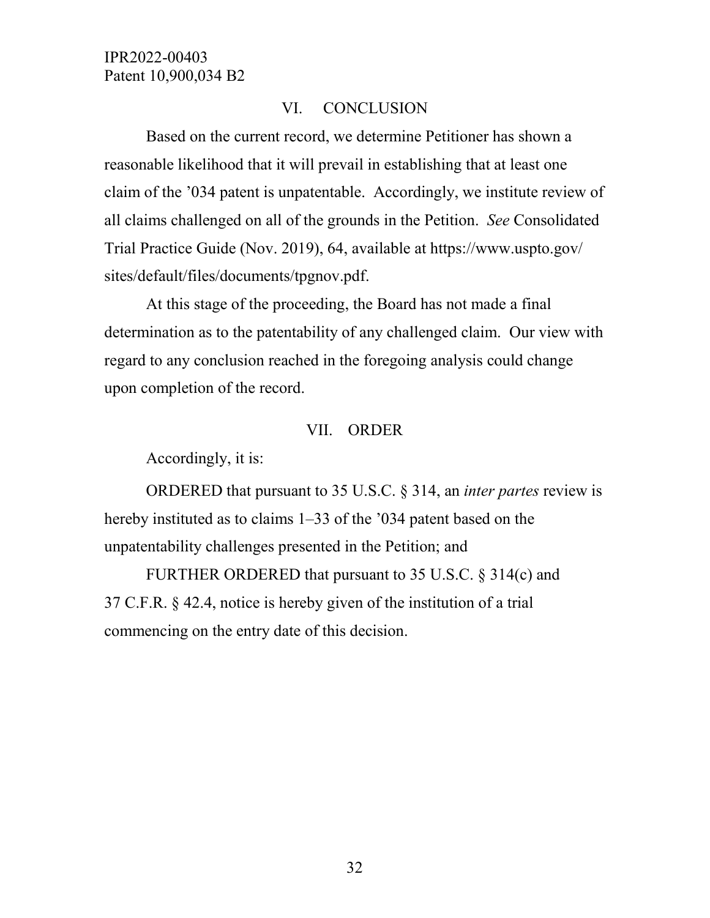## VI. CONCLUSION

Based on the current record, we determine Petitioner has shown a reasonable likelihood that it will prevail in establishing that at least one claim of the '034 patent is unpatentable. Accordingly, we institute review of all claims challenged on all of the grounds in the Petition. *See* Consolidated Trial Practice Guide (Nov. 2019), 64, available at https://www.uspto.gov/sites/default/files/documents/tpgnov.pdf.

At this stage of the proceeding, the Board has not made a final determination as to the patentability of any challenged claim. Our view with regard to any conclusion reached in the foregoing analysis could change upon completion of the record.

## VII. ORDER

Accordingly, it is:

ORDERED that pursuant to 35 U.S.C. § 314, an *inter partes* review is hereby instituted as to claims 1–33 of the '034 patent based on the unpatentability challenges presented in the Petition; and

FURTHER ORDERED that pursuant to 35 U.S.C. § 314(c) and 37 C.F.R. § 42.4, notice is hereby given of the institution of a trial commencing on the entry date of this decision.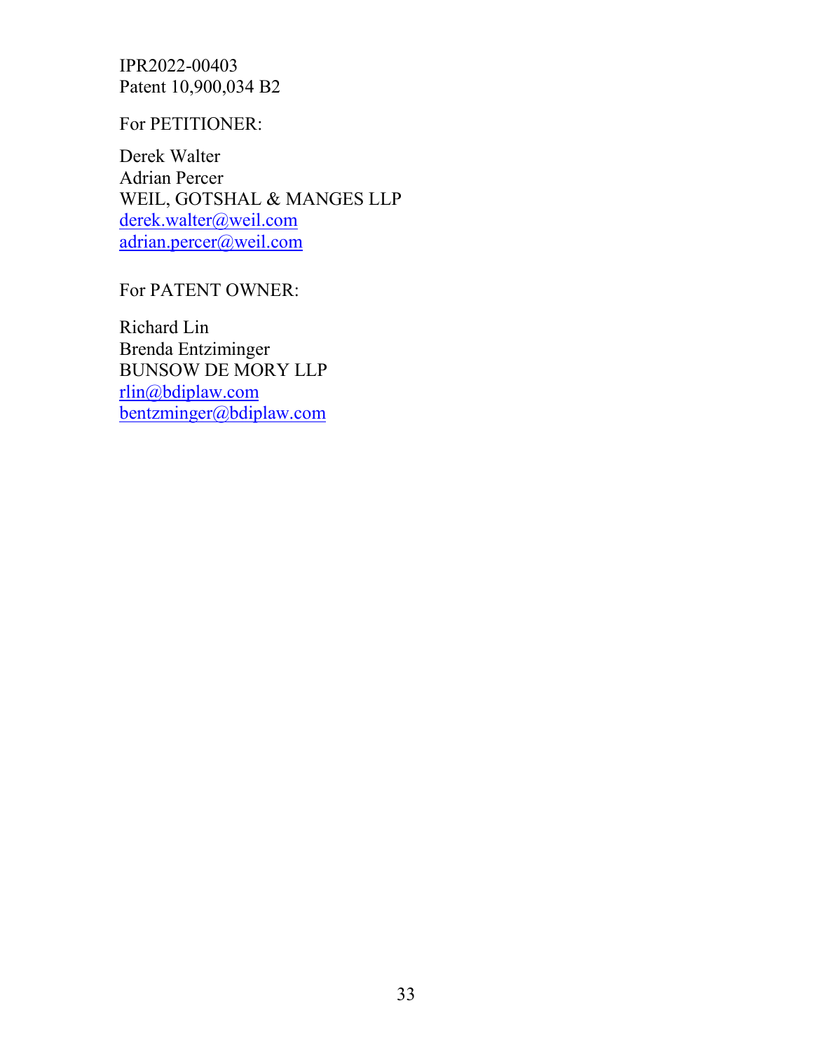IPR2022-00403
Patent 10,900,034 B2

For PETITIONER:

Derek Walter
Adrian Percer
WEIL, GOTSHAL & MANGES LLP
derek.walter@weil.com
adrian.percer@weil.com

For PATENT OWNER:

Richard Lin
Brenda Entziminger
BUNSOW DE MORY LLP
rlin@bdiplaw.com
bentzminger@bdiplaw.com